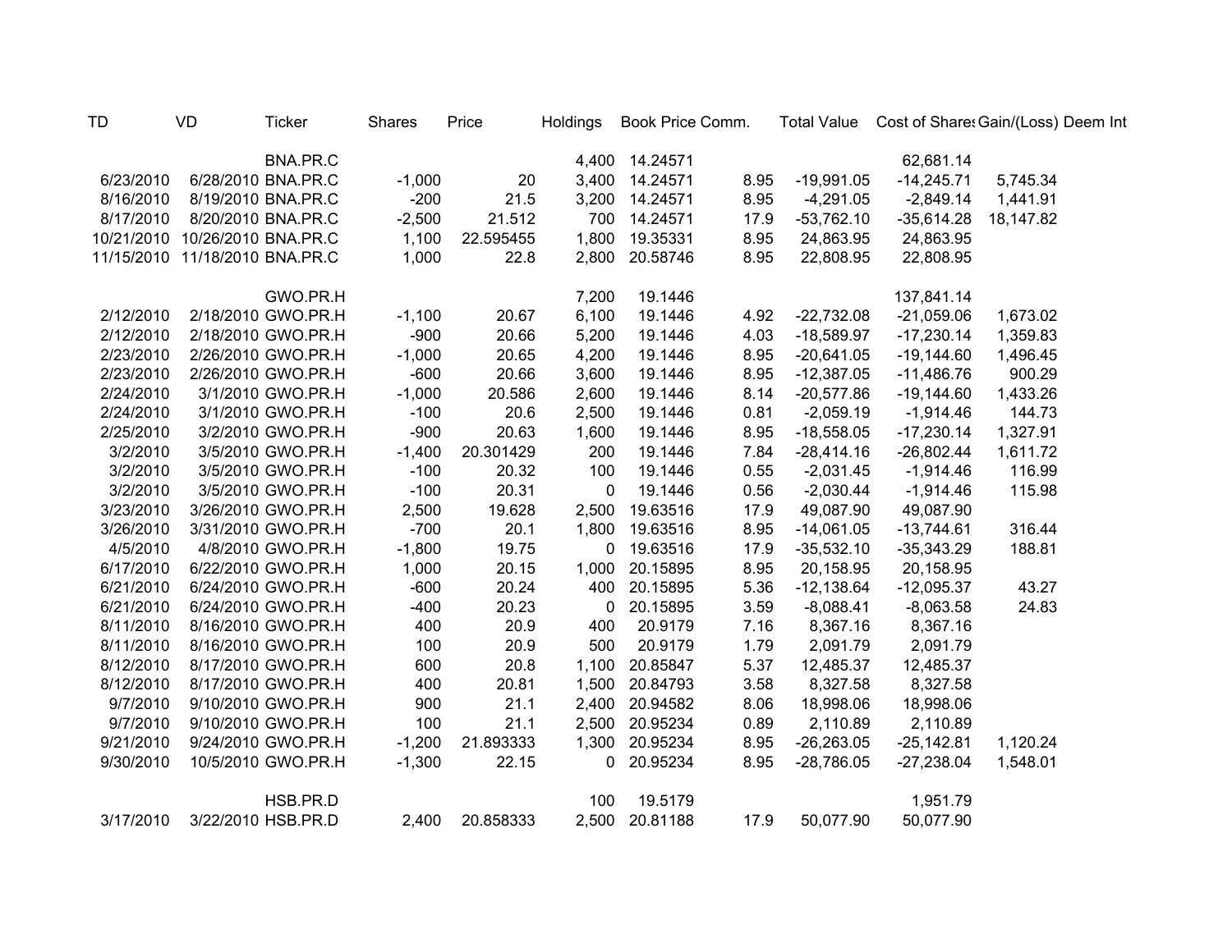| TD | VD | Ticker | Shares | Price | Holdings | Book Price | Comm. | Total Value | Cost of Shares | Gain/(Loss) | Deem Int |
|---|---|---|---|---|---|---|---|---|---|---|---|
| | | BNA.PR.C | | | 4,400 | 14.24571 | | | 62,681.14 | | |
| 6/23/2010 | 6/28/2010 | BNA.PR.C | -1,000 | 20 | 3,400 | 14.24571 | 8.95 | -19,991.05 | -14,245.71 | 5,745.34 | |
| 8/16/2010 | 8/19/2010 | BNA.PR.C | -200 | 21.5 | 3,200 | 14.24571 | 8.95 | -4,291.05 | -2,849.14 | 1,441.91 | |
| 8/17/2010 | 8/20/2010 | BNA.PR.C | -2,500 | 21.512 | 700 | 14.24571 | 17.9 | -53,762.10 | -35,614.28 | 18,147.82 | |
| 10/21/2010 | 10/26/2010 | BNA.PR.C | 1,100 | 22.595455 | 1,800 | 19.35331 | 8.95 | 24,863.95 | 24,863.95 | | |
| 11/15/2010 | 11/18/2010 | BNA.PR.C | 1,000 | 22.8 | 2,800 | 20.58746 | 8.95 | 22,808.95 | 22,808.95 | | |
| | | | | | | | | | | | |
| | | GWO.PR.H | | | 7,200 | 19.1446 | | | 137,841.14 | | |
| 2/12/2010 | 2/18/2010 | GWO.PR.H | -1,100 | 20.67 | 6,100 | 19.1446 | 4.92 | -22,732.08 | -21,059.06 | 1,673.02 | |
| 2/12/2010 | 2/18/2010 | GWO.PR.H | -900 | 20.66 | 5,200 | 19.1446 | 4.03 | -18,589.97 | -17,230.14 | 1,359.83 | |
| 2/23/2010 | 2/26/2010 | GWO.PR.H | -1,000 | 20.65 | 4,200 | 19.1446 | 8.95 | -20,641.05 | -19,144.60 | 1,496.45 | |
| 2/23/2010 | 2/26/2010 | GWO.PR.H | -600 | 20.66 | 3,600 | 19.1446 | 8.95 | -12,387.05 | -11,486.76 | 900.29 | |
| 2/24/2010 | 3/1/2010 | GWO.PR.H | -1,000 | 20.586 | 2,600 | 19.1446 | 8.14 | -20,577.86 | -19,144.60 | 1,433.26 | |
| 2/24/2010 | 3/1/2010 | GWO.PR.H | -100 | 20.6 | 2,500 | 19.1446 | 0.81 | -2,059.19 | -1,914.46 | 144.73 | |
| 2/25/2010 | 3/2/2010 | GWO.PR.H | -900 | 20.63 | 1,600 | 19.1446 | 8.95 | -18,558.05 | -17,230.14 | 1,327.91 | |
| 3/2/2010 | 3/5/2010 | GWO.PR.H | -1,400 | 20.301429 | 200 | 19.1446 | 7.84 | -28,414.16 | -26,802.44 | 1,611.72 | |
| 3/2/2010 | 3/5/2010 | GWO.PR.H | -100 | 20.32 | 100 | 19.1446 | 0.55 | -2,031.45 | -1,914.46 | 116.99 | |
| 3/2/2010 | 3/5/2010 | GWO.PR.H | -100 | 20.31 | 0 | 19.1446 | 0.56 | -2,030.44 | -1,914.46 | 115.98 | |
| 3/23/2010 | 3/26/2010 | GWO.PR.H | 2,500 | 19.628 | 2,500 | 19.63516 | 17.9 | 49,087.90 | 49,087.90 | | |
| 3/26/2010 | 3/31/2010 | GWO.PR.H | -700 | 20.1 | 1,800 | 19.63516 | 8.95 | -14,061.05 | -13,744.61 | 316.44 | |
| 4/5/2010 | 4/8/2010 | GWO.PR.H | -1,800 | 19.75 | 0 | 19.63516 | 17.9 | -35,532.10 | -35,343.29 | 188.81 | |
| 6/17/2010 | 6/22/2010 | GWO.PR.H | 1,000 | 20.15 | 1,000 | 20.15895 | 8.95 | 20,158.95 | 20,158.95 | | |
| 6/21/2010 | 6/24/2010 | GWO.PR.H | -600 | 20.24 | 400 | 20.15895 | 5.36 | -12,138.64 | -12,095.37 | 43.27 | |
| 6/21/2010 | 6/24/2010 | GWO.PR.H | -400 | 20.23 | 0 | 20.15895 | 3.59 | -8,088.41 | -8,063.58 | 24.83 | |
| 8/11/2010 | 8/16/2010 | GWO.PR.H | 400 | 20.9 | 400 | 20.9179 | 7.16 | 8,367.16 | 8,367.16 | | |
| 8/11/2010 | 8/16/2010 | GWO.PR.H | 100 | 20.9 | 500 | 20.9179 | 1.79 | 2,091.79 | 2,091.79 | | |
| 8/12/2010 | 8/17/2010 | GWO.PR.H | 600 | 20.8 | 1,100 | 20.85847 | 5.37 | 12,485.37 | 12,485.37 | | |
| 8/12/2010 | 8/17/2010 | GWO.PR.H | 400 | 20.81 | 1,500 | 20.84793 | 3.58 | 8,327.58 | 8,327.58 | | |
| 9/7/2010 | 9/10/2010 | GWO.PR.H | 900 | 21.1 | 2,400 | 20.94582 | 8.06 | 18,998.06 | 18,998.06 | | |
| 9/7/2010 | 9/10/2010 | GWO.PR.H | 100 | 21.1 | 2,500 | 20.95234 | 0.89 | 2,110.89 | 2,110.89 | | |
| 9/21/2010 | 9/24/2010 | GWO.PR.H | -1,200 | 21.893333 | 1,300 | 20.95234 | 8.95 | -26,263.05 | -25,142.81 | 1,120.24 | |
| 9/30/2010 | 10/5/2010 | GWO.PR.H | -1,300 | 22.15 | 0 | 20.95234 | 8.95 | -28,786.05 | -27,238.04 | 1,548.01 | |
| | | | | | | | | | | | |
| | | HSB.PR.D | | | 100 | 19.5179 | | | 1,951.79 | | |
| 3/17/2010 | 3/22/2010 | HSB.PR.D | 2,400 | 20.858333 | 2,500 | 20.81188 | 17.9 | 50,077.90 | 50,077.90 | | |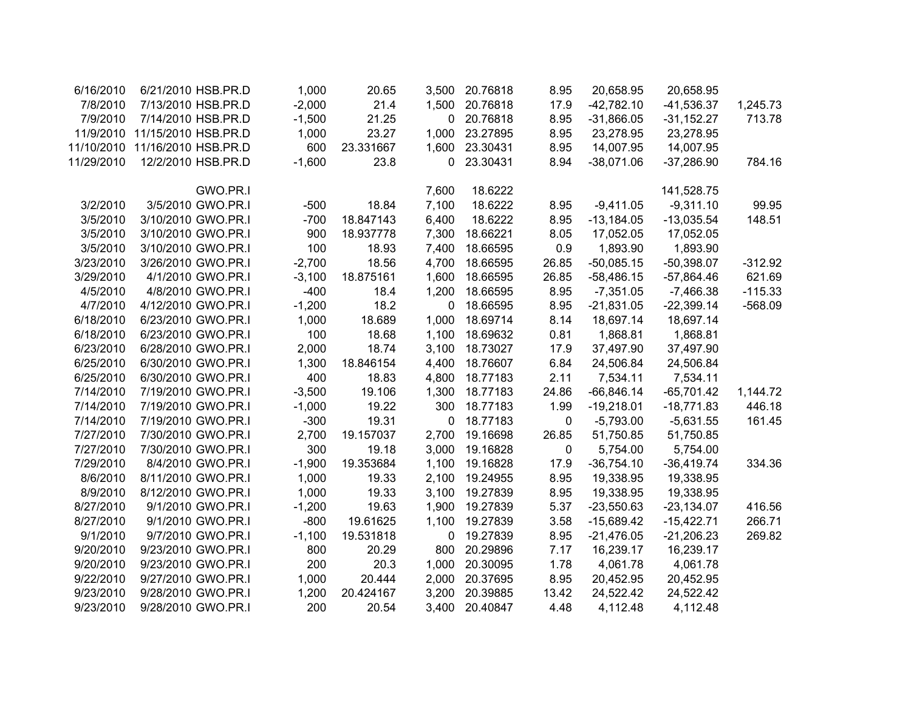| | | | | | | | | | | |
|---|---|---|---|---|---|---|---|---|---|---|
| 6/16/2010 | 6/21/2010 | HSB.PR.D | 1,000 | 20.65 | 3,500 | 20.76818 | 8.95 | 20,658.95 | 20,658.95 | |
| 7/8/2010 | 7/13/2010 | HSB.PR.D | -2,000 | 21.4 | 1,500 | 20.76818 | 17.9 | -42,782.10 | -41,536.37 | 1,245.73 |
| 7/9/2010 | 7/14/2010 | HSB.PR.D | -1,500 | 21.25 | 0 | 20.76818 | 8.95 | -31,866.05 | -31,152.27 | 713.78 |
| 11/9/2010 | 11/15/2010 | HSB.PR.D | 1,000 | 23.27 | 1,000 | 23.27895 | 8.95 | 23,278.95 | 23,278.95 | |
| 11/10/2010 | 11/16/2010 | HSB.PR.D | 600 | 23.331667 | 1,600 | 23.30431 | 8.95 | 14,007.95 | 14,007.95 | |
| 11/29/2010 | 12/2/2010 | HSB.PR.D | -1,600 | 23.8 | 0 | 23.30431 | 8.94 | -38,071.06 | -37,286.90 | 784.16 |
| | | | | | | | | | | |
| | | GWO.PR.I | | | 7,600 | 18.6222 | | | 141,528.75 | |
| 3/2/2010 | 3/5/2010 | GWO.PR.I | -500 | 18.84 | 7,100 | 18.6222 | 8.95 | -9,411.05 | -9,311.10 | 99.95 |
| 3/5/2010 | 3/10/2010 | GWO.PR.I | -700 | 18.847143 | 6,400 | 18.6222 | 8.95 | -13,184.05 | -13,035.54 | 148.51 |
| 3/5/2010 | 3/10/2010 | GWO.PR.I | 900 | 18.937778 | 7,300 | 18.66221 | 8.05 | 17,052.05 | 17,052.05 | |
| 3/5/2010 | 3/10/2010 | GWO.PR.I | 100 | 18.93 | 7,400 | 18.66595 | 0.9 | 1,893.90 | 1,893.90 | |
| 3/23/2010 | 3/26/2010 | GWO.PR.I | -2,700 | 18.56 | 4,700 | 18.66595 | 26.85 | -50,085.15 | -50,398.07 | -312.92 |
| 3/29/2010 | 4/1/2010 | GWO.PR.I | -3,100 | 18.875161 | 1,600 | 18.66595 | 26.85 | -58,486.15 | -57,864.46 | 621.69 |
| 4/5/2010 | 4/8/2010 | GWO.PR.I | -400 | 18.4 | 1,200 | 18.66595 | 8.95 | -7,351.05 | -7,466.38 | -115.33 |
| 4/7/2010 | 4/12/2010 | GWO.PR.I | -1,200 | 18.2 | 0 | 18.66595 | 8.95 | -21,831.05 | -22,399.14 | -568.09 |
| 6/18/2010 | 6/23/2010 | GWO.PR.I | 1,000 | 18.689 | 1,000 | 18.69714 | 8.14 | 18,697.14 | 18,697.14 | |
| 6/18/2010 | 6/23/2010 | GWO.PR.I | 100 | 18.68 | 1,100 | 18.69632 | 0.81 | 1,868.81 | 1,868.81 | |
| 6/23/2010 | 6/28/2010 | GWO.PR.I | 2,000 | 18.74 | 3,100 | 18.73027 | 17.9 | 37,497.90 | 37,497.90 | |
| 6/25/2010 | 6/30/2010 | GWO.PR.I | 1,300 | 18.846154 | 4,400 | 18.76607 | 6.84 | 24,506.84 | 24,506.84 | |
| 6/25/2010 | 6/30/2010 | GWO.PR.I | 400 | 18.83 | 4,800 | 18.77183 | 2.11 | 7,534.11 | 7,534.11 | |
| 7/14/2010 | 7/19/2010 | GWO.PR.I | -3,500 | 19.106 | 1,300 | 18.77183 | 24.86 | -66,846.14 | -65,701.42 | 1,144.72 |
| 7/14/2010 | 7/19/2010 | GWO.PR.I | -1,000 | 19.22 | 300 | 18.77183 | 1.99 | -19,218.01 | -18,771.83 | 446.18 |
| 7/14/2010 | 7/19/2010 | GWO.PR.I | -300 | 19.31 | 0 | 18.77183 | 0 | -5,793.00 | -5,631.55 | 161.45 |
| 7/27/2010 | 7/30/2010 | GWO.PR.I | 2,700 | 19.157037 | 2,700 | 19.16698 | 26.85 | 51,750.85 | 51,750.85 | |
| 7/27/2010 | 7/30/2010 | GWO.PR.I | 300 | 19.18 | 3,000 | 19.16828 | 0 | 5,754.00 | 5,754.00 | |
| 7/29/2010 | 8/4/2010 | GWO.PR.I | -1,900 | 19.353684 | 1,100 | 19.16828 | 17.9 | -36,754.10 | -36,419.74 | 334.36 |
| 8/6/2010 | 8/11/2010 | GWO.PR.I | 1,000 | 19.33 | 2,100 | 19.24955 | 8.95 | 19,338.95 | 19,338.95 | |
| 8/9/2010 | 8/12/2010 | GWO.PR.I | 1,000 | 19.33 | 3,100 | 19.27839 | 8.95 | 19,338.95 | 19,338.95 | |
| 8/27/2010 | 9/1/2010 | GWO.PR.I | -1,200 | 19.63 | 1,900 | 19.27839 | 5.37 | -23,550.63 | -23,134.07 | 416.56 |
| 8/27/2010 | 9/1/2010 | GWO.PR.I | -800 | 19.61625 | 1,100 | 19.27839 | 3.58 | -15,689.42 | -15,422.71 | 266.71 |
| 9/1/2010 | 9/7/2010 | GWO.PR.I | -1,100 | 19.531818 | 0 | 19.27839 | 8.95 | -21,476.05 | -21,206.23 | 269.82 |
| 9/20/2010 | 9/23/2010 | GWO.PR.I | 800 | 20.29 | 800 | 20.29896 | 7.17 | 16,239.17 | 16,239.17 | |
| 9/20/2010 | 9/23/2010 | GWO.PR.I | 200 | 20.3 | 1,000 | 20.30095 | 1.78 | 4,061.78 | 4,061.78 | |
| 9/22/2010 | 9/27/2010 | GWO.PR.I | 1,000 | 20.444 | 2,000 | 20.37695 | 8.95 | 20,452.95 | 20,452.95 | |
| 9/23/2010 | 9/28/2010 | GWO.PR.I | 1,200 | 20.424167 | 3,200 | 20.39885 | 13.42 | 24,522.42 | 24,522.42 | |
| 9/23/2010 | 9/28/2010 | GWO.PR.I | 200 | 20.54 | 3,400 | 20.40847 | 4.48 | 4,112.48 | 4,112.48 | |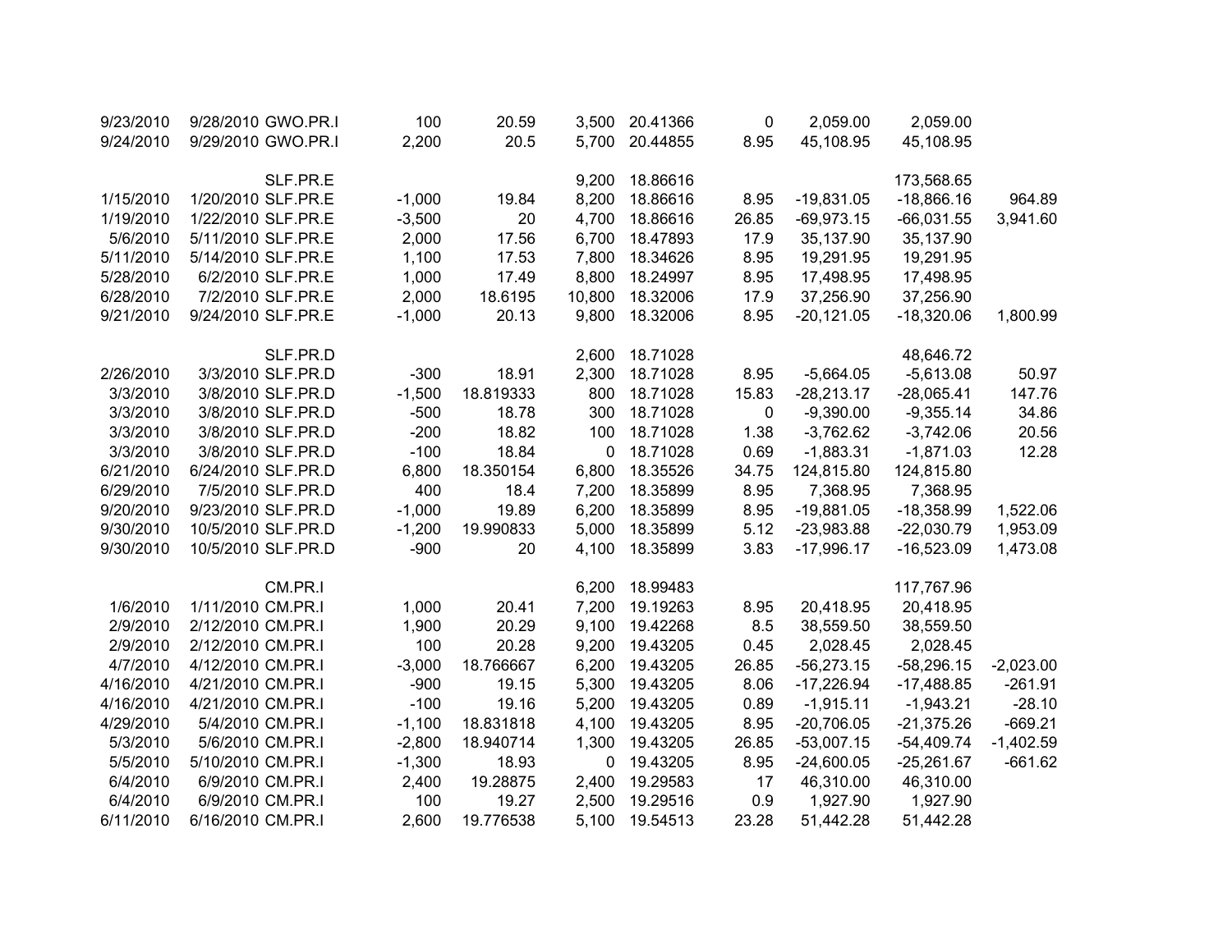| | | | | | | | | | | |
|---|---|---|---|---|---|---|---|---|---|---|
| 9/23/2010 | 9/28/2010 | GWO.PR.I | 100 | 20.59 | 3,500 | 20.41366 | 0 | 2,059.00 | 2,059.00 | |
| 9/24/2010 | 9/29/2010 | GWO.PR.I | 2,200 | 20.5 | 5,700 | 20.44855 | 8.95 | 45,108.95 | 45,108.95 | |
| | | | | | | | | | | |
| | | SLF.PR.E | | | 9,200 | 18.86616 | | | 173,568.65 | |
| 1/15/2010 | 1/20/2010 | SLF.PR.E | -1,000 | 19.84 | 8,200 | 18.86616 | 8.95 | -19,831.05 | -18,866.16 | 964.89 |
| 1/19/2010 | 1/22/2010 | SLF.PR.E | -3,500 | 20 | 4,700 | 18.86616 | 26.85 | -69,973.15 | -66,031.55 | 3,941.60 |
| 5/6/2010 | 5/11/2010 | SLF.PR.E | 2,000 | 17.56 | 6,700 | 18.47893 | 17.9 | 35,137.90 | 35,137.90 | |
| 5/11/2010 | 5/14/2010 | SLF.PR.E | 1,100 | 17.53 | 7,800 | 18.34626 | 8.95 | 19,291.95 | 19,291.95 | |
| 5/28/2010 | 6/2/2010 | SLF.PR.E | 1,000 | 17.49 | 8,800 | 18.24997 | 8.95 | 17,498.95 | 17,498.95 | |
| 6/28/2010 | 7/2/2010 | SLF.PR.E | 2,000 | 18.6195 | 10,800 | 18.32006 | 17.9 | 37,256.90 | 37,256.90 | |
| 9/21/2010 | 9/24/2010 | SLF.PR.E | -1,000 | 20.13 | 9,800 | 18.32006 | 8.95 | -20,121.05 | -18,320.06 | 1,800.99 |
| | | | | | | | | | | |
| | | SLF.PR.D | | | 2,600 | 18.71028 | | | 48,646.72 | |
| 2/26/2010 | 3/3/2010 | SLF.PR.D | -300 | 18.91 | 2,300 | 18.71028 | 8.95 | -5,664.05 | -5,613.08 | 50.97 |
| 3/3/2010 | 3/8/2010 | SLF.PR.D | -1,500 | 18.819333 | 800 | 18.71028 | 15.83 | -28,213.17 | -28,065.41 | 147.76 |
| 3/3/2010 | 3/8/2010 | SLF.PR.D | -500 | 18.78 | 300 | 18.71028 | 0 | -9,390.00 | -9,355.14 | 34.86 |
| 3/3/2010 | 3/8/2010 | SLF.PR.D | -200 | 18.82 | 100 | 18.71028 | 1.38 | -3,762.62 | -3,742.06 | 20.56 |
| 3/3/2010 | 3/8/2010 | SLF.PR.D | -100 | 18.84 | 0 | 18.71028 | 0.69 | -1,883.31 | -1,871.03 | 12.28 |
| 6/21/2010 | 6/24/2010 | SLF.PR.D | 6,800 | 18.350154 | 6,800 | 18.35526 | 34.75 | 124,815.80 | 124,815.80 | |
| 6/29/2010 | 7/5/2010 | SLF.PR.D | 400 | 18.4 | 7,200 | 18.35899 | 8.95 | 7,368.95 | 7,368.95 | |
| 9/20/2010 | 9/23/2010 | SLF.PR.D | -1,000 | 19.89 | 6,200 | 18.35899 | 8.95 | -19,881.05 | -18,358.99 | 1,522.06 |
| 9/30/2010 | 10/5/2010 | SLF.PR.D | -1,200 | 19.990833 | 5,000 | 18.35899 | 5.12 | -23,983.88 | -22,030.79 | 1,953.09 |
| 9/30/2010 | 10/5/2010 | SLF.PR.D | -900 | 20 | 4,100 | 18.35899 | 3.83 | -17,996.17 | -16,523.09 | 1,473.08 |
| | | | | | | | | | | |
| | | CM.PR.I | | | 6,200 | 18.99483 | | | 117,767.96 | |
| 1/6/2010 | 1/11/2010 | CM.PR.I | 1,000 | 20.41 | 7,200 | 19.19263 | 8.95 | 20,418.95 | 20,418.95 | |
| 2/9/2010 | 2/12/2010 | CM.PR.I | 1,900 | 20.29 | 9,100 | 19.42268 | 8.5 | 38,559.50 | 38,559.50 | |
| 2/9/2010 | 2/12/2010 | CM.PR.I | 100 | 20.28 | 9,200 | 19.43205 | 0.45 | 2,028.45 | 2,028.45 | |
| 4/7/2010 | 4/12/2010 | CM.PR.I | -3,000 | 18.766667 | 6,200 | 19.43205 | 26.85 | -56,273.15 | -58,296.15 | -2,023.00 |
| 4/16/2010 | 4/21/2010 | CM.PR.I | -900 | 19.15 | 5,300 | 19.43205 | 8.06 | -17,226.94 | -17,488.85 | -261.91 |
| 4/16/2010 | 4/21/2010 | CM.PR.I | -100 | 19.16 | 5,200 | 19.43205 | 0.89 | -1,915.11 | -1,943.21 | -28.10 |
| 4/29/2010 | 5/4/2010 | CM.PR.I | -1,100 | 18.831818 | 4,100 | 19.43205 | 8.95 | -20,706.05 | -21,375.26 | -669.21 |
| 5/3/2010 | 5/6/2010 | CM.PR.I | -2,800 | 18.940714 | 1,300 | 19.43205 | 26.85 | -53,007.15 | -54,409.74 | -1,402.59 |
| 5/5/2010 | 5/10/2010 | CM.PR.I | -1,300 | 18.93 | 0 | 19.43205 | 8.95 | -24,600.05 | -25,261.67 | -661.62 |
| 6/4/2010 | 6/9/2010 | CM.PR.I | 2,400 | 19.28875 | 2,400 | 19.29583 | 17 | 46,310.00 | 46,310.00 | |
| 6/4/2010 | 6/9/2010 | CM.PR.I | 100 | 19.27 | 2,500 | 19.29516 | 0.9 | 1,927.90 | 1,927.90 | |
| 6/11/2010 | 6/16/2010 | CM.PR.I | 2,600 | 19.776538 | 5,100 | 19.54513 | 23.28 | 51,442.28 | 51,442.28 | |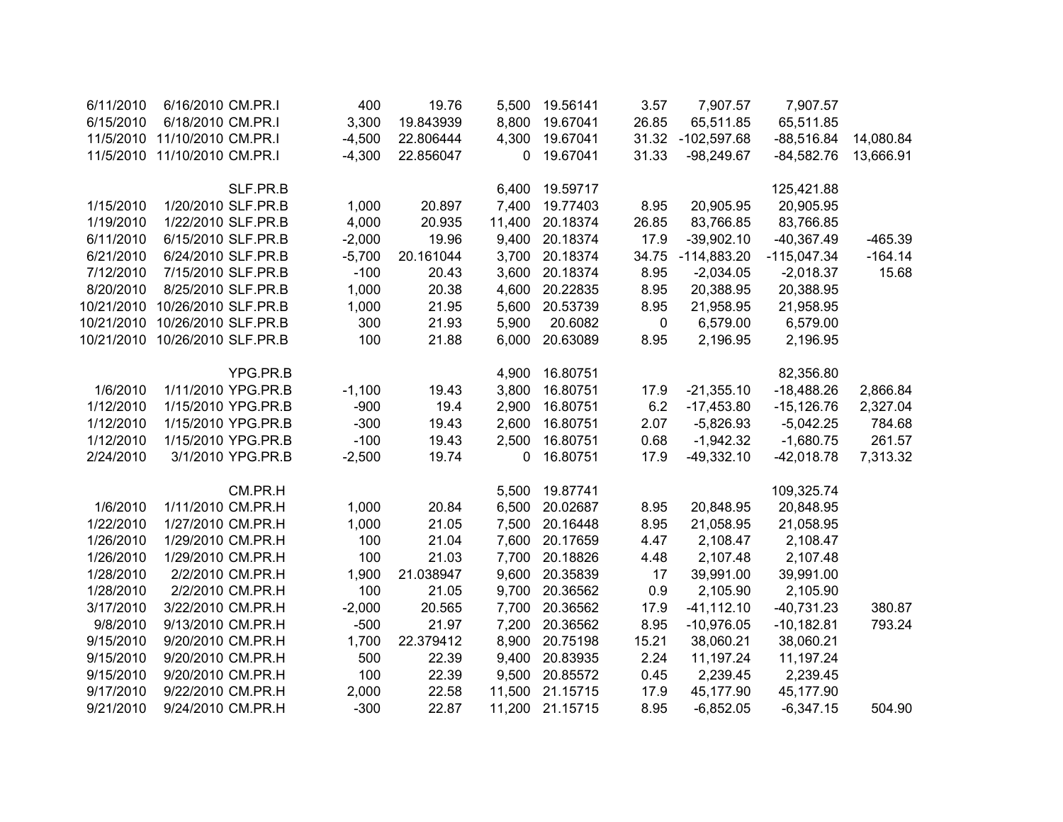| | | | | | | | | | | |
|---|---|---|---|---|---|---|---|---|---|---|
| 6/11/2010 | 6/16/2010 | CM.PR.I | 400 | 19.76 | 5,500 | 19.56141 | 3.57 | 7,907.57 | 7,907.57 | |
| 6/15/2010 | 6/18/2010 | CM.PR.I | 3,300 | 19.843939 | 8,800 | 19.67041 | 26.85 | 65,511.85 | 65,511.85 | |
| 11/5/2010 | 11/10/2010 | CM.PR.I | -4,500 | 22.806444 | 4,300 | 19.67041 | 31.32 | -102,597.68 | -88,516.84 | 14,080.84 |
| 11/5/2010 | 11/10/2010 | CM.PR.I | -4,300 | 22.856047 | 0 | 19.67041 | 31.33 | -98,249.67 | -84,582.76 | 13,666.91 |
| | | | | | | | | | | |
| | | SLF.PR.B | | | 6,400 | 19.59717 | | | 125,421.88 | |
| 1/15/2010 | 1/20/2010 | SLF.PR.B | 1,000 | 20.897 | 7,400 | 19.77403 | 8.95 | 20,905.95 | 20,905.95 | |
| 1/19/2010 | 1/22/2010 | SLF.PR.B | 4,000 | 20.935 | 11,400 | 20.18374 | 26.85 | 83,766.85 | 83,766.85 | |
| 6/11/2010 | 6/15/2010 | SLF.PR.B | -2,000 | 19.96 | 9,400 | 20.18374 | 17.9 | -39,902.10 | -40,367.49 | -465.39 |
| 6/21/2010 | 6/24/2010 | SLF.PR.B | -5,700 | 20.161044 | 3,700 | 20.18374 | 34.75 | -114,883.20 | -115,047.34 | -164.14 |
| 7/12/2010 | 7/15/2010 | SLF.PR.B | -100 | 20.43 | 3,600 | 20.18374 | 8.95 | -2,034.05 | -2,018.37 | 15.68 |
| 8/20/2010 | 8/25/2010 | SLF.PR.B | 1,000 | 20.38 | 4,600 | 20.22835 | 8.95 | 20,388.95 | 20,388.95 | |
| 10/21/2010 | 10/26/2010 | SLF.PR.B | 1,000 | 21.95 | 5,600 | 20.53739 | 8.95 | 21,958.95 | 21,958.95 | |
| 10/21/2010 | 10/26/2010 | SLF.PR.B | 300 | 21.93 | 5,900 | 20.6082 | 0 | 6,579.00 | 6,579.00 | |
| 10/21/2010 | 10/26/2010 | SLF.PR.B | 100 | 21.88 | 6,000 | 20.63089 | 8.95 | 2,196.95 | 2,196.95 | |
| | | | | | | | | | | |
| | | YPG.PR.B | | | 4,900 | 16.80751 | | | 82,356.80 | |
| 1/6/2010 | 1/11/2010 | YPG.PR.B | -1,100 | 19.43 | 3,800 | 16.80751 | 17.9 | -21,355.10 | -18,488.26 | 2,866.84 |
| 1/12/2010 | 1/15/2010 | YPG.PR.B | -900 | 19.4 | 2,900 | 16.80751 | 6.2 | -17,453.80 | -15,126.76 | 2,327.04 |
| 1/12/2010 | 1/15/2010 | YPG.PR.B | -300 | 19.43 | 2,600 | 16.80751 | 2.07 | -5,826.93 | -5,042.25 | 784.68 |
| 1/12/2010 | 1/15/2010 | YPG.PR.B | -100 | 19.43 | 2,500 | 16.80751 | 0.68 | -1,942.32 | -1,680.75 | 261.57 |
| 2/24/2010 | 3/1/2010 | YPG.PR.B | -2,500 | 19.74 | 0 | 16.80751 | 17.9 | -49,332.10 | -42,018.78 | 7,313.32 |
| | | | | | | | | | | |
| | | CM.PR.H | | | 5,500 | 19.87741 | | | 109,325.74 | |
| 1/6/2010 | 1/11/2010 | CM.PR.H | 1,000 | 20.84 | 6,500 | 20.02687 | 8.95 | 20,848.95 | 20,848.95 | |
| 1/22/2010 | 1/27/2010 | CM.PR.H | 1,000 | 21.05 | 7,500 | 20.16448 | 8.95 | 21,058.95 | 21,058.95 | |
| 1/26/2010 | 1/29/2010 | CM.PR.H | 100 | 21.04 | 7,600 | 20.17659 | 4.47 | 2,108.47 | 2,108.47 | |
| 1/26/2010 | 1/29/2010 | CM.PR.H | 100 | 21.03 | 7,700 | 20.18826 | 4.48 | 2,107.48 | 2,107.48 | |
| 1/28/2010 | 2/2/2010 | CM.PR.H | 1,900 | 21.038947 | 9,600 | 20.35839 | 17 | 39,991.00 | 39,991.00 | |
| 1/28/2010 | 2/2/2010 | CM.PR.H | 100 | 21.05 | 9,700 | 20.36562 | 0.9 | 2,105.90 | 2,105.90 | |
| 3/17/2010 | 3/22/2010 | CM.PR.H | -2,000 | 20.565 | 7,700 | 20.36562 | 17.9 | -41,112.10 | -40,731.23 | 380.87 |
| 9/8/2010 | 9/13/2010 | CM.PR.H | -500 | 21.97 | 7,200 | 20.36562 | 8.95 | -10,976.05 | -10,182.81 | 793.24 |
| 9/15/2010 | 9/20/2010 | CM.PR.H | 1,700 | 22.379412 | 8,900 | 20.75198 | 15.21 | 38,060.21 | 38,060.21 | |
| 9/15/2010 | 9/20/2010 | CM.PR.H | 500 | 22.39 | 9,400 | 20.83935 | 2.24 | 11,197.24 | 11,197.24 | |
| 9/15/2010 | 9/20/2010 | CM.PR.H | 100 | 22.39 | 9,500 | 20.85572 | 0.45 | 2,239.45 | 2,239.45 | |
| 9/17/2010 | 9/22/2010 | CM.PR.H | 2,000 | 22.58 | 11,500 | 21.15715 | 17.9 | 45,177.90 | 45,177.90 | |
| 9/21/2010 | 9/24/2010 | CM.PR.H | -300 | 22.87 | 11,200 | 21.15715 | 8.95 | -6,852.05 | -6,347.15 | 504.90 |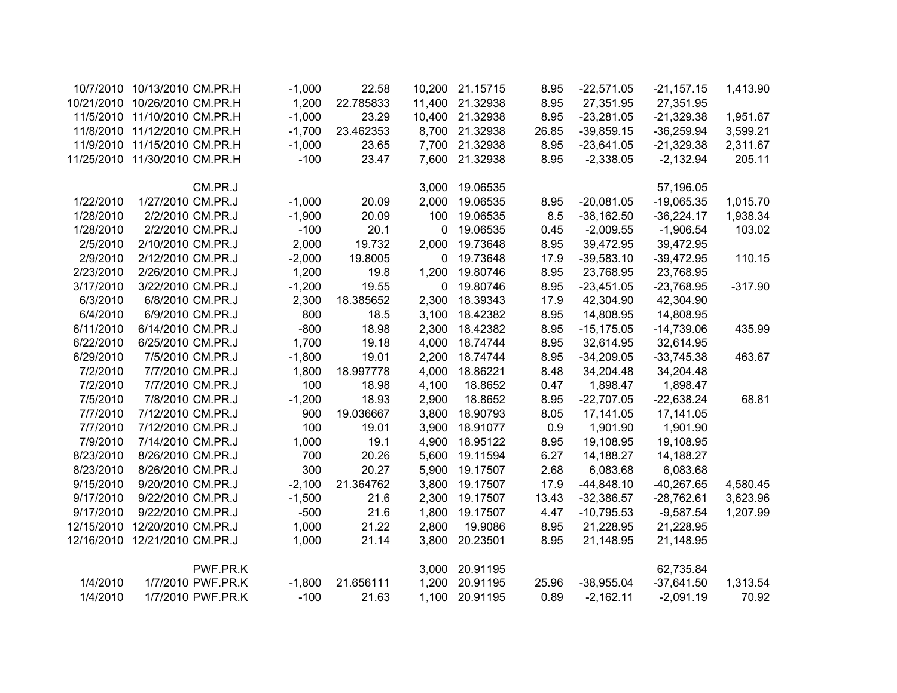| | | | | | | | | | | |
|---|---|---|---|---|---|---|---|---|---|---|
| 10/7/2010 | 10/13/2010 | CM.PR.H | -1,000 | 22.58 | 10,200 | 21.15715 | 8.95 | -22,571.05 | -21,157.15 | 1,413.90 |
| 10/21/2010 | 10/26/2010 | CM.PR.H | 1,200 | 22.785833 | 11,400 | 21.32938 | 8.95 | 27,351.95 | 27,351.95 | |
| 11/5/2010 | 11/10/2010 | CM.PR.H | -1,000 | 23.29 | 10,400 | 21.32938 | 8.95 | -23,281.05 | -21,329.38 | 1,951.67 |
| 11/8/2010 | 11/12/2010 | CM.PR.H | -1,700 | 23.462353 | 8,700 | 21.32938 | 26.85 | -39,859.15 | -36,259.94 | 3,599.21 |
| 11/9/2010 | 11/15/2010 | CM.PR.H | -1,000 | 23.65 | 7,700 | 21.32938 | 8.95 | -23,641.05 | -21,329.38 | 2,311.67 |
| 11/25/2010 | 11/30/2010 | CM.PR.H | -100 | 23.47 | 7,600 | 21.32938 | 8.95 | -2,338.05 | -2,132.94 | 205.11 |
| | | | | | | | | | | |
| | | CM.PR.J | | | 3,000 | 19.06535 | | | 57,196.05 | |
| 1/22/2010 | 1/27/2010 | CM.PR.J | -1,000 | 20.09 | 2,000 | 19.06535 | 8.95 | -20,081.05 | -19,065.35 | 1,015.70 |
| 1/28/2010 | 2/2/2010 | CM.PR.J | -1,900 | 20.09 | 100 | 19.06535 | 8.5 | -38,162.50 | -36,224.17 | 1,938.34 |
| 1/28/2010 | 2/2/2010 | CM.PR.J | -100 | 20.1 | 0 | 19.06535 | 0.45 | -2,009.55 | -1,906.54 | 103.02 |
| 2/5/2010 | 2/10/2010 | CM.PR.J | 2,000 | 19.732 | 2,000 | 19.73648 | 8.95 | 39,472.95 | 39,472.95 | |
| 2/9/2010 | 2/12/2010 | CM.PR.J | -2,000 | 19.8005 | 0 | 19.73648 | 17.9 | -39,583.10 | -39,472.95 | 110.15 |
| 2/23/2010 | 2/26/2010 | CM.PR.J | 1,200 | 19.8 | 1,200 | 19.80746 | 8.95 | 23,768.95 | 23,768.95 | |
| 3/17/2010 | 3/22/2010 | CM.PR.J | -1,200 | 19.55 | 0 | 19.80746 | 8.95 | -23,451.05 | -23,768.95 | -317.90 |
| 6/3/2010 | 6/8/2010 | CM.PR.J | 2,300 | 18.385652 | 2,300 | 18.39343 | 17.9 | 42,304.90 | 42,304.90 | |
| 6/4/2010 | 6/9/2010 | CM.PR.J | 800 | 18.5 | 3,100 | 18.42382 | 8.95 | 14,808.95 | 14,808.95 | |
| 6/11/2010 | 6/14/2010 | CM.PR.J | -800 | 18.98 | 2,300 | 18.42382 | 8.95 | -15,175.05 | -14,739.06 | 435.99 |
| 6/22/2010 | 6/25/2010 | CM.PR.J | 1,700 | 19.18 | 4,000 | 18.74744 | 8.95 | 32,614.95 | 32,614.95 | |
| 6/29/2010 | 7/5/2010 | CM.PR.J | -1,800 | 19.01 | 2,200 | 18.74744 | 8.95 | -34,209.05 | -33,745.38 | 463.67 |
| 7/2/2010 | 7/7/2010 | CM.PR.J | 1,800 | 18.997778 | 4,000 | 18.86221 | 8.48 | 34,204.48 | 34,204.48 | |
| 7/2/2010 | 7/7/2010 | CM.PR.J | 100 | 18.98 | 4,100 | 18.8652 | 0.47 | 1,898.47 | 1,898.47 | |
| 7/5/2010 | 7/8/2010 | CM.PR.J | -1,200 | 18.93 | 2,900 | 18.8652 | 8.95 | -22,707.05 | -22,638.24 | 68.81 |
| 7/7/2010 | 7/12/2010 | CM.PR.J | 900 | 19.036667 | 3,800 | 18.90793 | 8.05 | 17,141.05 | 17,141.05 | |
| 7/7/2010 | 7/12/2010 | CM.PR.J | 100 | 19.01 | 3,900 | 18.91077 | 0.9 | 1,901.90 | 1,901.90 | |
| 7/9/2010 | 7/14/2010 | CM.PR.J | 1,000 | 19.1 | 4,900 | 18.95122 | 8.95 | 19,108.95 | 19,108.95 | |
| 8/23/2010 | 8/26/2010 | CM.PR.J | 700 | 20.26 | 5,600 | 19.11594 | 6.27 | 14,188.27 | 14,188.27 | |
| 8/23/2010 | 8/26/2010 | CM.PR.J | 300 | 20.27 | 5,900 | 19.17507 | 2.68 | 6,083.68 | 6,083.68 | |
| 9/15/2010 | 9/20/2010 | CM.PR.J | -2,100 | 21.364762 | 3,800 | 19.17507 | 17.9 | -44,848.10 | -40,267.65 | 4,580.45 |
| 9/17/2010 | 9/22/2010 | CM.PR.J | -1,500 | 21.6 | 2,300 | 19.17507 | 13.43 | -32,386.57 | -28,762.61 | 3,623.96 |
| 9/17/2010 | 9/22/2010 | CM.PR.J | -500 | 21.6 | 1,800 | 19.17507 | 4.47 | -10,795.53 | -9,587.54 | 1,207.99 |
| 12/15/2010 | 12/20/2010 | CM.PR.J | 1,000 | 21.22 | 2,800 | 19.9086 | 8.95 | 21,228.95 | 21,228.95 | |
| 12/16/2010 | 12/21/2010 | CM.PR.J | 1,000 | 21.14 | 3,800 | 20.23501 | 8.95 | 21,148.95 | 21,148.95 | |
| | | | | | | | | | | |
| | | PWF.PR.K | | | 3,000 | 20.91195 | | | 62,735.84 | |
| 1/4/2010 | 1/7/2010 | PWF.PR.K | -1,800 | 21.656111 | 1,200 | 20.91195 | 25.96 | -38,955.04 | -37,641.50 | 1,313.54 |
| 1/4/2010 | 1/7/2010 | PWF.PR.K | -100 | 21.63 | 1,100 | 20.91195 | 0.89 | -2,162.11 | -2,091.19 | 70.92 |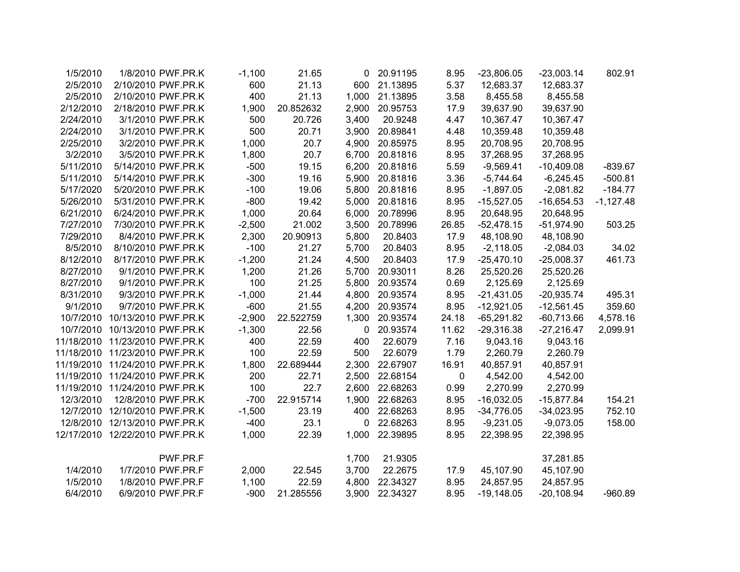| | | | | | | | | | | |
|---|---|---|---|---|---|---|---|---|---|---|
| 1/5/2010 | 1/8/2010 | PWF.PR.K | -1,100 | 21.65 | 0 | 20.91195 | 8.95 | -23,806.05 | -23,003.14 | 802.91 |
| 2/5/2010 | 2/10/2010 | PWF.PR.K | 600 | 21.13 | 600 | 21.13895 | 5.37 | 12,683.37 | 12,683.37 | |
| 2/5/2010 | 2/10/2010 | PWF.PR.K | 400 | 21.13 | 1,000 | 21.13895 | 3.58 | 8,455.58 | 8,455.58 | |
| 2/12/2010 | 2/18/2010 | PWF.PR.K | 1,900 | 20.852632 | 2,900 | 20.95753 | 17.9 | 39,637.90 | 39,637.90 | |
| 2/24/2010 | 3/1/2010 | PWF.PR.K | 500 | 20.726 | 3,400 | 20.9248 | 4.47 | 10,367.47 | 10,367.47 | |
| 2/24/2010 | 3/1/2010 | PWF.PR.K | 500 | 20.71 | 3,900 | 20.89841 | 4.48 | 10,359.48 | 10,359.48 | |
| 2/25/2010 | 3/2/2010 | PWF.PR.K | 1,000 | 20.7 | 4,900 | 20.85975 | 8.95 | 20,708.95 | 20,708.95 | |
| 3/2/2010 | 3/5/2010 | PWF.PR.K | 1,800 | 20.7 | 6,700 | 20.81816 | 8.95 | 37,268.95 | 37,268.95 | |
| 5/11/2010 | 5/14/2010 | PWF.PR.K | -500 | 19.15 | 6,200 | 20.81816 | 5.59 | -9,569.41 | -10,409.08 | -839.67 |
| 5/11/2010 | 5/14/2010 | PWF.PR.K | -300 | 19.16 | 5,900 | 20.81816 | 3.36 | -5,744.64 | -6,245.45 | -500.81 |
| 5/17/2020 | 5/20/2010 | PWF.PR.K | -100 | 19.06 | 5,800 | 20.81816 | 8.95 | -1,897.05 | -2,081.82 | -184.77 |
| 5/26/2010 | 5/31/2010 | PWF.PR.K | -800 | 19.42 | 5,000 | 20.81816 | 8.95 | -15,527.05 | -16,654.53 | -1,127.48 |
| 6/21/2010 | 6/24/2010 | PWF.PR.K | 1,000 | 20.64 | 6,000 | 20.78996 | 8.95 | 20,648.95 | 20,648.95 | |
| 7/27/2010 | 7/30/2010 | PWF.PR.K | -2,500 | 21.002 | 3,500 | 20.78996 | 26.85 | -52,478.15 | -51,974.90 | 503.25 |
| 7/29/2010 | 8/4/2010 | PWF.PR.K | 2,300 | 20.90913 | 5,800 | 20.8403 | 17.9 | 48,108.90 | 48,108.90 | |
| 8/5/2010 | 8/10/2010 | PWF.PR.K | -100 | 21.27 | 5,700 | 20.8403 | 8.95 | -2,118.05 | -2,084.03 | 34.02 |
| 8/12/2010 | 8/17/2010 | PWF.PR.K | -1,200 | 21.24 | 4,500 | 20.8403 | 17.9 | -25,470.10 | -25,008.37 | 461.73 |
| 8/27/2010 | 9/1/2010 | PWF.PR.K | 1,200 | 21.26 | 5,700 | 20.93011 | 8.26 | 25,520.26 | 25,520.26 | |
| 8/27/2010 | 9/1/2010 | PWF.PR.K | 100 | 21.25 | 5,800 | 20.93574 | 0.69 | 2,125.69 | 2,125.69 | |
| 8/31/2010 | 9/3/2010 | PWF.PR.K | -1,000 | 21.44 | 4,800 | 20.93574 | 8.95 | -21,431.05 | -20,935.74 | 495.31 |
| 9/1/2010 | 9/7/2010 | PWF.PR.K | -600 | 21.55 | 4,200 | 20.93574 | 8.95 | -12,921.05 | -12,561.45 | 359.60 |
| 10/7/2010 | 10/13/2010 | PWF.PR.K | -2,900 | 22.522759 | 1,300 | 20.93574 | 24.18 | -65,291.82 | -60,713.66 | 4,578.16 |
| 10/7/2010 | 10/13/2010 | PWF.PR.K | -1,300 | 22.56 | 0 | 20.93574 | 11.62 | -29,316.38 | -27,216.47 | 2,099.91 |
| 11/18/2010 | 11/23/2010 | PWF.PR.K | 400 | 22.59 | 400 | 22.6079 | 7.16 | 9,043.16 | 9,043.16 | |
| 11/18/2010 | 11/23/2010 | PWF.PR.K | 100 | 22.59 | 500 | 22.6079 | 1.79 | 2,260.79 | 2,260.79 | |
| 11/19/2010 | 11/24/2010 | PWF.PR.K | 1,800 | 22.689444 | 2,300 | 22.67907 | 16.91 | 40,857.91 | 40,857.91 | |
| 11/19/2010 | 11/24/2010 | PWF.PR.K | 200 | 22.71 | 2,500 | 22.68154 | 0 | 4,542.00 | 4,542.00 | |
| 11/19/2010 | 11/24/2010 | PWF.PR.K | 100 | 22.7 | 2,600 | 22.68263 | 0.99 | 2,270.99 | 2,270.99 | |
| 12/3/2010 | 12/8/2010 | PWF.PR.K | -700 | 22.915714 | 1,900 | 22.68263 | 8.95 | -16,032.05 | -15,877.84 | 154.21 |
| 12/7/2010 | 12/10/2010 | PWF.PR.K | -1,500 | 23.19 | 400 | 22.68263 | 8.95 | -34,776.05 | -34,023.95 | 752.10 |
| 12/8/2010 | 12/13/2010 | PWF.PR.K | -400 | 23.1 | 0 | 22.68263 | 8.95 | -9,231.05 | -9,073.05 | 158.00 |
| 12/17/2010 | 12/22/2010 | PWF.PR.K | 1,000 | 22.39 | 1,000 | 22.39895 | 8.95 | 22,398.95 | 22,398.95 | |
| | | | | | | | | | | |
| | | PWF.PR.F | | | 1,700 | 21.9305 | | | 37,281.85 | |
| 1/4/2010 | 1/7/2010 | PWF.PR.F | 2,000 | 22.545 | 3,700 | 22.2675 | 17.9 | 45,107.90 | 45,107.90 | |
| 1/5/2010 | 1/8/2010 | PWF.PR.F | 1,100 | 22.59 | 4,800 | 22.34327 | 8.95 | 24,857.95 | 24,857.95 | |
| 6/4/2010 | 6/9/2010 | PWF.PR.F | -900 | 21.285556 | 3,900 | 22.34327 | 8.95 | -19,148.05 | -20,108.94 | -960.89 |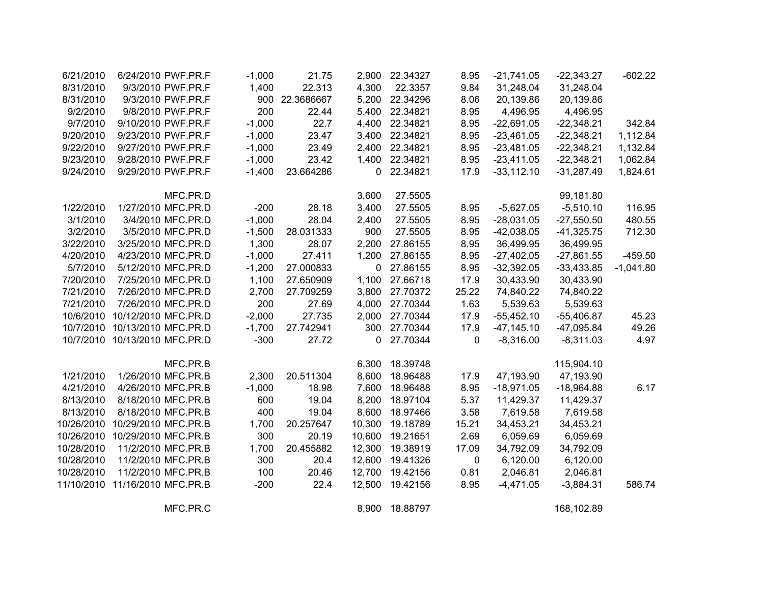| | | | | | | | | | | |
|---|---|---|---|---|---|---|---|---|---|---|
| 6/21/2010 | 6/24/2010 | PWF.PR.F | -1,000 | 21.75 | 2,900 | 22.34327 | 8.95 | -21,741.05 | -22,343.27 | -602.22 |
| 8/31/2010 | 9/3/2010 | PWF.PR.F | 1,400 | 22.313 | 4,300 | 22.3357 | 9.84 | 31,248.04 | 31,248.04 | |
| 8/31/2010 | 9/3/2010 | PWF.PR.F | 900 | 22.3686667 | 5,200 | 22.34296 | 8.06 | 20,139.86 | 20,139.86 | |
| 9/2/2010 | 9/8/2010 | PWF.PR.F | 200 | 22.44 | 5,400 | 22.34821 | 8.95 | 4,496.95 | 4,496.95 | |
| 9/7/2010 | 9/10/2010 | PWF.PR.F | -1,000 | 22.7 | 4,400 | 22.34821 | 8.95 | -22,691.05 | -22,348.21 | 342.84 |
| 9/20/2010 | 9/23/2010 | PWF.PR.F | -1,000 | 23.47 | 3,400 | 22.34821 | 8.95 | -23,461.05 | -22,348.21 | 1,112.84 |
| 9/22/2010 | 9/27/2010 | PWF.PR.F | -1,000 | 23.49 | 2,400 | 22.34821 | 8.95 | -23,481.05 | -22,348.21 | 1,132.84 |
| 9/23/2010 | 9/28/2010 | PWF.PR.F | -1,000 | 23.42 | 1,400 | 22.34821 | 8.95 | -23,411.05 | -22,348.21 | 1,062.84 |
| 9/24/2010 | 9/29/2010 | PWF.PR.F | -1,400 | 23.664286 | 0 | 22.34821 | 17.9 | -33,112.10 | -31,287.49 | 1,824.61 |
| | | | | | | | | | | |
| | | MFC.PR.D | | | 3,600 | 27.5505 | | | 99,181.80 | |
| 1/22/2010 | 1/27/2010 | MFC.PR.D | -200 | 28.18 | 3,400 | 27.5505 | 8.95 | -5,627.05 | -5,510.10 | 116.95 |
| 3/1/2010 | 3/4/2010 | MFC.PR.D | -1,000 | 28.04 | 2,400 | 27.5505 | 8.95 | -28,031.05 | -27,550.50 | 480.55 |
| 3/2/2010 | 3/5/2010 | MFC.PR.D | -1,500 | 28.031333 | 900 | 27.5505 | 8.95 | -42,038.05 | -41,325.75 | 712.30 |
| 3/22/2010 | 3/25/2010 | MFC.PR.D | 1,300 | 28.07 | 2,200 | 27.86155 | 8.95 | 36,499.95 | 36,499.95 | |
| 4/20/2010 | 4/23/2010 | MFC.PR.D | -1,000 | 27.411 | 1,200 | 27.86155 | 8.95 | -27,402.05 | -27,861.55 | -459.50 |
| 5/7/2010 | 5/12/2010 | MFC.PR.D | -1,200 | 27.000833 | 0 | 27.86155 | 8.95 | -32,392.05 | -33,433.85 | -1,041.80 |
| 7/20/2010 | 7/25/2010 | MFC.PR.D | 1,100 | 27.650909 | 1,100 | 27.66718 | 17.9 | 30,433.90 | 30,433.90 | |
| 7/21/2010 | 7/26/2010 | MFC.PR.D | 2,700 | 27.709259 | 3,800 | 27.70372 | 25.22 | 74,840.22 | 74,840.22 | |
| 7/21/2010 | 7/26/2010 | MFC.PR.D | 200 | 27.69 | 4,000 | 27.70344 | 1.63 | 5,539.63 | 5,539.63 | |
| 10/6/2010 | 10/12/2010 | MFC.PR.D | -2,000 | 27.735 | 2,000 | 27.70344 | 17.9 | -55,452.10 | -55,406.87 | 45.23 |
| 10/7/2010 | 10/13/2010 | MFC.PR.D | -1,700 | 27.742941 | 300 | 27.70344 | 17.9 | -47,145.10 | -47,095.84 | 49.26 |
| 10/7/2010 | 10/13/2010 | MFC.PR.D | -300 | 27.72 | 0 | 27.70344 | 0 | -8,316.00 | -8,311.03 | 4.97 |
| | | | | | | | | | | |
| | | MFC.PR.B | | | 6,300 | 18.39748 | | | 115,904.10 | |
| 1/21/2010 | 1/26/2010 | MFC.PR.B | 2,300 | 20.511304 | 8,600 | 18.96488 | 17.9 | 47,193.90 | 47,193.90 | |
| 4/21/2010 | 4/26/2010 | MFC.PR.B | -1,000 | 18.98 | 7,600 | 18.96488 | 8.95 | -18,971.05 | -18,964.88 | 6.17 |
| 8/13/2010 | 8/18/2010 | MFC.PR.B | 600 | 19.04 | 8,200 | 18.97104 | 5.37 | 11,429.37 | 11,429.37 | |
| 8/13/2010 | 8/18/2010 | MFC.PR.B | 400 | 19.04 | 8,600 | 18.97466 | 3.58 | 7,619.58 | 7,619.58 | |
| 10/26/2010 | 10/29/2010 | MFC.PR.B | 1,700 | 20.257647 | 10,300 | 19.18789 | 15.21 | 34,453.21 | 34,453.21 | |
| 10/26/2010 | 10/29/2010 | MFC.PR.B | 300 | 20.19 | 10,600 | 19.21651 | 2.69 | 6,059.69 | 6,059.69 | |
| 10/28/2010 | 11/2/2010 | MFC.PR.B | 1,700 | 20.455882 | 12,300 | 19.38919 | 17.09 | 34,792.09 | 34,792.09 | |
| 10/28/2010 | 11/2/2010 | MFC.PR.B | 300 | 20.4 | 12,600 | 19.41326 | 0 | 6,120.00 | 6,120.00 | |
| 10/28/2010 | 11/2/2010 | MFC.PR.B | 100 | 20.46 | 12,700 | 19.42156 | 0.81 | 2,046.81 | 2,046.81 | |
| 11/10/2010 | 11/16/2010 | MFC.PR.B | -200 | 22.4 | 12,500 | 19.42156 | 8.95 | -4,471.05 | -3,884.31 | 586.74 |
| | | | | | | | | | | |
| | | MFC.PR.C | | | 8,900 | 18.88797 | | | 168,102.89 | |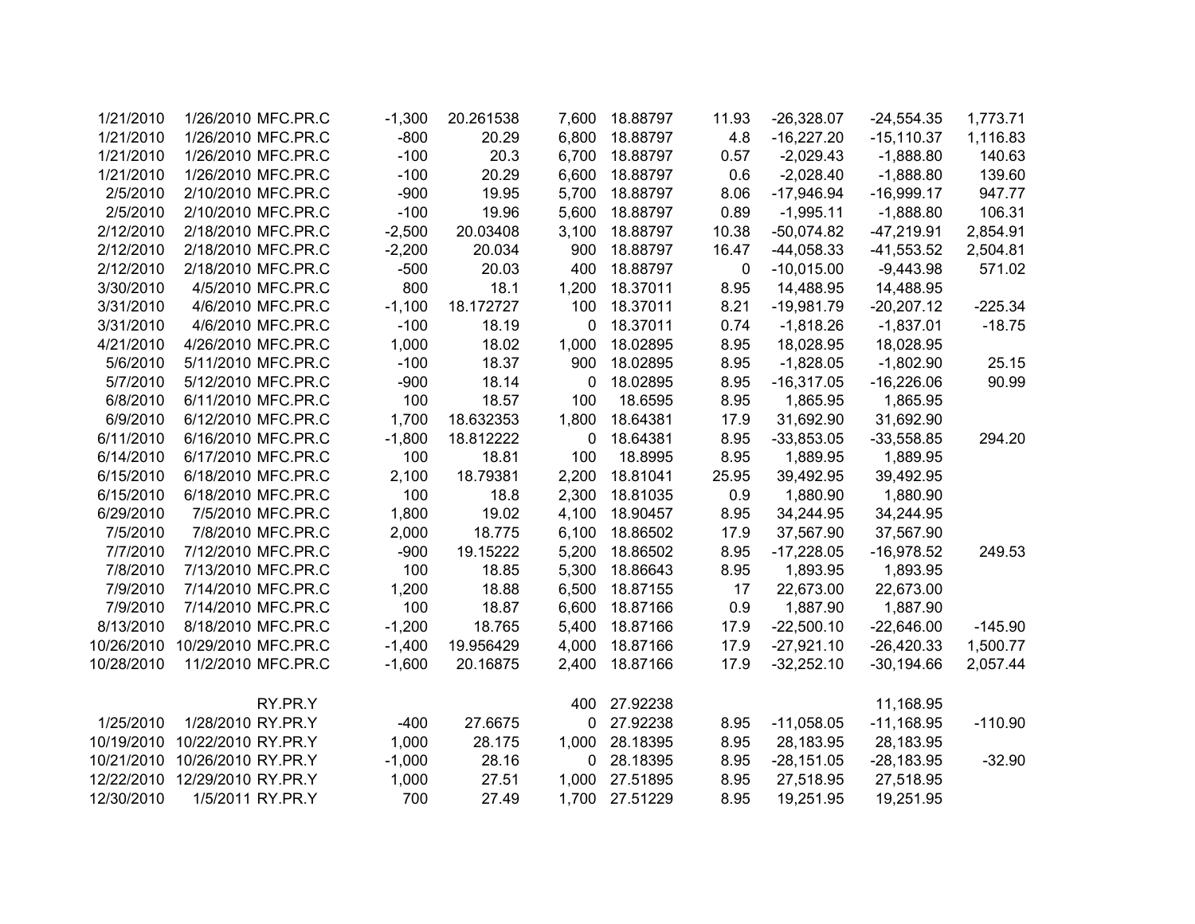| | | | | | | | | | | |
|---|---|---|---|---|---|---|---|---|---|---|
| 1/21/2010 | 1/26/2010 | MFC.PR.C | -1,300 | 20.261538 | 7,600 | 18.88797 | 11.93 | -26,328.07 | -24,554.35 | 1,773.71 |
| 1/21/2010 | 1/26/2010 | MFC.PR.C | -800 | 20.29 | 6,800 | 18.88797 | 4.8 | -16,227.20 | -15,110.37 | 1,116.83 |
| 1/21/2010 | 1/26/2010 | MFC.PR.C | -100 | 20.3 | 6,700 | 18.88797 | 0.57 | -2,029.43 | -1,888.80 | 140.63 |
| 1/21/2010 | 1/26/2010 | MFC.PR.C | -100 | 20.29 | 6,600 | 18.88797 | 0.6 | -2,028.40 | -1,888.80 | 139.60 |
| 2/5/2010 | 2/10/2010 | MFC.PR.C | -900 | 19.95 | 5,700 | 18.88797 | 8.06 | -17,946.94 | -16,999.17 | 947.77 |
| 2/5/2010 | 2/10/2010 | MFC.PR.C | -100 | 19.96 | 5,600 | 18.88797 | 0.89 | -1,995.11 | -1,888.80 | 106.31 |
| 2/12/2010 | 2/18/2010 | MFC.PR.C | -2,500 | 20.03408 | 3,100 | 18.88797 | 10.38 | -50,074.82 | -47,219.91 | 2,854.91 |
| 2/12/2010 | 2/18/2010 | MFC.PR.C | -2,200 | 20.034 | 900 | 18.88797 | 16.47 | -44,058.33 | -41,553.52 | 2,504.81 |
| 2/12/2010 | 2/18/2010 | MFC.PR.C | -500 | 20.03 | 400 | 18.88797 | 0 | -10,015.00 | -9,443.98 | 571.02 |
| 3/30/2010 | 4/5/2010 | MFC.PR.C | 800 | 18.1 | 1,200 | 18.37011 | 8.95 | 14,488.95 | 14,488.95 | |
| 3/31/2010 | 4/6/2010 | MFC.PR.C | -1,100 | 18.172727 | 100 | 18.37011 | 8.21 | -19,981.79 | -20,207.12 | -225.34 |
| 3/31/2010 | 4/6/2010 | MFC.PR.C | -100 | 18.19 | 0 | 18.37011 | 0.74 | -1,818.26 | -1,837.01 | -18.75 |
| 4/21/2010 | 4/26/2010 | MFC.PR.C | 1,000 | 18.02 | 1,000 | 18.02895 | 8.95 | 18,028.95 | 18,028.95 | |
| 5/6/2010 | 5/11/2010 | MFC.PR.C | -100 | 18.37 | 900 | 18.02895 | 8.95 | -1,828.05 | -1,802.90 | 25.15 |
| 5/7/2010 | 5/12/2010 | MFC.PR.C | -900 | 18.14 | 0 | 18.02895 | 8.95 | -16,317.05 | -16,226.06 | 90.99 |
| 6/8/2010 | 6/11/2010 | MFC.PR.C | 100 | 18.57 | 100 | 18.6595 | 8.95 | 1,865.95 | 1,865.95 | |
| 6/9/2010 | 6/12/2010 | MFC.PR.C | 1,700 | 18.632353 | 1,800 | 18.64381 | 17.9 | 31,692.90 | 31,692.90 | |
| 6/11/2010 | 6/16/2010 | MFC.PR.C | -1,800 | 18.812222 | 0 | 18.64381 | 8.95 | -33,853.05 | -33,558.85 | 294.20 |
| 6/14/2010 | 6/17/2010 | MFC.PR.C | 100 | 18.81 | 100 | 18.8995 | 8.95 | 1,889.95 | 1,889.95 | |
| 6/15/2010 | 6/18/2010 | MFC.PR.C | 2,100 | 18.79381 | 2,200 | 18.81041 | 25.95 | 39,492.95 | 39,492.95 | |
| 6/15/2010 | 6/18/2010 | MFC.PR.C | 100 | 18.8 | 2,300 | 18.81035 | 0.9 | 1,880.90 | 1,880.90 | |
| 6/29/2010 | 7/5/2010 | MFC.PR.C | 1,800 | 19.02 | 4,100 | 18.90457 | 8.95 | 34,244.95 | 34,244.95 | |
| 7/5/2010 | 7/8/2010 | MFC.PR.C | 2,000 | 18.775 | 6,100 | 18.86502 | 17.9 | 37,567.90 | 37,567.90 | |
| 7/7/2010 | 7/12/2010 | MFC.PR.C | -900 | 19.15222 | 5,200 | 18.86502 | 8.95 | -17,228.05 | -16,978.52 | 249.53 |
| 7/8/2010 | 7/13/2010 | MFC.PR.C | 100 | 18.85 | 5,300 | 18.86643 | 8.95 | 1,893.95 | 1,893.95 | |
| 7/9/2010 | 7/14/2010 | MFC.PR.C | 1,200 | 18.88 | 6,500 | 18.87155 | 17 | 22,673.00 | 22,673.00 | |
| 7/9/2010 | 7/14/2010 | MFC.PR.C | 100 | 18.87 | 6,600 | 18.87166 | 0.9 | 1,887.90 | 1,887.90 | |
| 8/13/2010 | 8/18/2010 | MFC.PR.C | -1,200 | 18.765 | 5,400 | 18.87166 | 17.9 | -22,500.10 | -22,646.00 | -145.90 |
| 10/26/2010 | 10/29/2010 | MFC.PR.C | -1,400 | 19.956429 | 4,000 | 18.87166 | 17.9 | -27,921.10 | -26,420.33 | 1,500.77 |
| 10/28/2010 | 11/2/2010 | MFC.PR.C | -1,600 | 20.16875 | 2,400 | 18.87166 | 17.9 | -32,252.10 | -30,194.66 | 2,057.44 |
| | | | | | | | | | | |
| | | RY.PR.Y | | | 400 | 27.92238 | | | 11,168.95 | |
| 1/25/2010 | 1/28/2010 | RY.PR.Y | -400 | 27.6675 | 0 | 27.92238 | 8.95 | -11,058.05 | -11,168.95 | -110.90 |
| 10/19/2010 | 10/22/2010 | RY.PR.Y | 1,000 | 28.175 | 1,000 | 28.18395 | 8.95 | 28,183.95 | 28,183.95 | |
| 10/21/2010 | 10/26/2010 | RY.PR.Y | -1,000 | 28.16 | 0 | 28.18395 | 8.95 | -28,151.05 | -28,183.95 | -32.90 |
| 12/22/2010 | 12/29/2010 | RY.PR.Y | 1,000 | 27.51 | 1,000 | 27.51895 | 8.95 | 27,518.95 | 27,518.95 | |
| 12/30/2010 | 1/5/2011 | RY.PR.Y | 700 | 27.49 | 1,700 | 27.51229 | 8.95 | 19,251.95 | 19,251.95 | |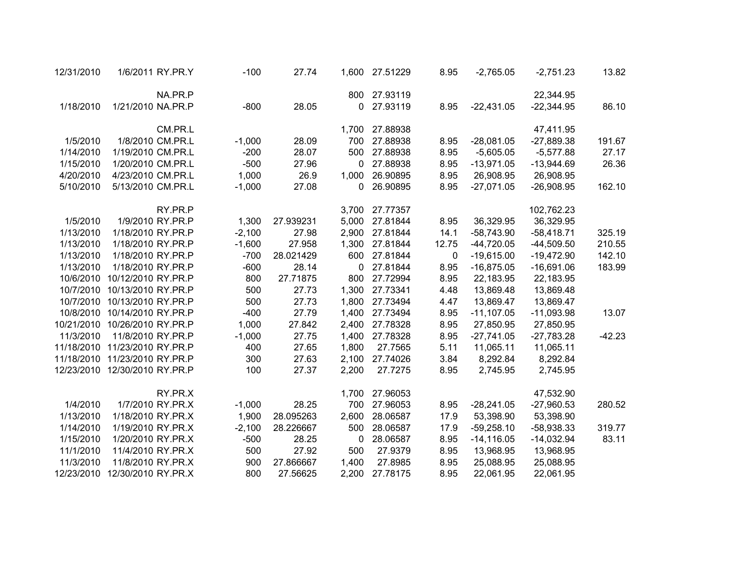| | | | | | | | | | | |
|---|---|---|---|---|---|---|---|---|---|---|
| 12/31/2010 | 1/6/2011 | RY.PR.Y | -100 | 27.74 | 1,600 | 27.51229 | 8.95 | -2,765.05 | -2,751.23 | 13.82 |
| | | | | | | | | | | |
| | | NA.PR.P | | | 800 | 27.93119 | | | 22,344.95 | |
| 1/18/2010 | 1/21/2010 | NA.PR.P | -800 | 28.05 | 0 | 27.93119 | 8.95 | -22,431.05 | -22,344.95 | 86.10 |
| | | | | | | | | | | |
| | | CM.PR.L | | | 1,700 | 27.88938 | | | 47,411.95 | |
| 1/5/2010 | 1/8/2010 | CM.PR.L | -1,000 | 28.09 | 700 | 27.88938 | 8.95 | -28,081.05 | -27,889.38 | 191.67 |
| 1/14/2010 | 1/19/2010 | CM.PR.L | -200 | 28.07 | 500 | 27.88938 | 8.95 | -5,605.05 | -5,577.88 | 27.17 |
| 1/15/2010 | 1/20/2010 | CM.PR.L | -500 | 27.96 | 0 | 27.88938 | 8.95 | -13,971.05 | -13,944.69 | 26.36 |
| 4/20/2010 | 4/23/2010 | CM.PR.L | 1,000 | 26.9 | 1,000 | 26.90895 | 8.95 | 26,908.95 | 26,908.95 | |
| 5/10/2010 | 5/13/2010 | CM.PR.L | -1,000 | 27.08 | 0 | 26.90895 | 8.95 | -27,071.05 | -26,908.95 | 162.10 |
| | | | | | | | | | | |
| | | RY.PR.P | | | 3,700 | 27.77357 | | | 102,762.23 | |
| 1/5/2010 | 1/9/2010 | RY.PR.P | 1,300 | 27.939231 | 5,000 | 27.81844 | 8.95 | 36,329.95 | 36,329.95 | |
| 1/13/2010 | 1/18/2010 | RY.PR.P | -2,100 | 27.98 | 2,900 | 27.81844 | 14.1 | -58,743.90 | -58,418.71 | 325.19 |
| 1/13/2010 | 1/18/2010 | RY.PR.P | -1,600 | 27.958 | 1,300 | 27.81844 | 12.75 | -44,720.05 | -44,509.50 | 210.55 |
| 1/13/2010 | 1/18/2010 | RY.PR.P | -700 | 28.021429 | 600 | 27.81844 | 0 | -19,615.00 | -19,472.90 | 142.10 |
| 1/13/2010 | 1/18/2010 | RY.PR.P | -600 | 28.14 | 0 | 27.81844 | 8.95 | -16,875.05 | -16,691.06 | 183.99 |
| 10/6/2010 | 10/12/2010 | RY.PR.P | 800 | 27.71875 | 800 | 27.72994 | 8.95 | 22,183.95 | 22,183.95 | |
| 10/7/2010 | 10/13/2010 | RY.PR.P | 500 | 27.73 | 1,300 | 27.73341 | 4.48 | 13,869.48 | 13,869.48 | |
| 10/7/2010 | 10/13/2010 | RY.PR.P | 500 | 27.73 | 1,800 | 27.73494 | 4.47 | 13,869.47 | 13,869.47 | |
| 10/8/2010 | 10/14/2010 | RY.PR.P | -400 | 27.79 | 1,400 | 27.73494 | 8.95 | -11,107.05 | -11,093.98 | 13.07 |
| 10/21/2010 | 10/26/2010 | RY.PR.P | 1,000 | 27.842 | 2,400 | 27.78328 | 8.95 | 27,850.95 | 27,850.95 | |
| 11/3/2010 | 11/8/2010 | RY.PR.P | -1,000 | 27.75 | 1,400 | 27.78328 | 8.95 | -27,741.05 | -27,783.28 | -42.23 |
| 11/18/2010 | 11/23/2010 | RY.PR.P | 400 | 27.65 | 1,800 | 27.7565 | 5.11 | 11,065.11 | 11,065.11 | |
| 11/18/2010 | 11/23/2010 | RY.PR.P | 300 | 27.63 | 2,100 | 27.74026 | 3.84 | 8,292.84 | 8,292.84 | |
| 12/23/2010 | 12/30/2010 | RY.PR.P | 100 | 27.37 | 2,200 | 27.7275 | 8.95 | 2,745.95 | 2,745.95 | |
| | | | | | | | | | | |
| | | RY.PR.X | | | 1,700 | 27.96053 | | | 47,532.90 | |
| 1/4/2010 | 1/7/2010 | RY.PR.X | -1,000 | 28.25 | 700 | 27.96053 | 8.95 | -28,241.05 | -27,960.53 | 280.52 |
| 1/13/2010 | 1/18/2010 | RY.PR.X | 1,900 | 28.095263 | 2,600 | 28.06587 | 17.9 | 53,398.90 | 53,398.90 | |
| 1/14/2010 | 1/19/2010 | RY.PR.X | -2,100 | 28.226667 | 500 | 28.06587 | 17.9 | -59,258.10 | -58,938.33 | 319.77 |
| 1/15/2010 | 1/20/2010 | RY.PR.X | -500 | 28.25 | 0 | 28.06587 | 8.95 | -14,116.05 | -14,032.94 | 83.11 |
| 11/1/2010 | 11/4/2010 | RY.PR.X | 500 | 27.92 | 500 | 27.9379 | 8.95 | 13,968.95 | 13,968.95 | |
| 11/3/2010 | 11/8/2010 | RY.PR.X | 900 | 27.866667 | 1,400 | 27.8985 | 8.95 | 25,088.95 | 25,088.95 | |
| 12/23/2010 | 12/30/2010 | RY.PR.X | 800 | 27.56625 | 2,200 | 27.78175 | 8.95 | 22,061.95 | 22,061.95 | |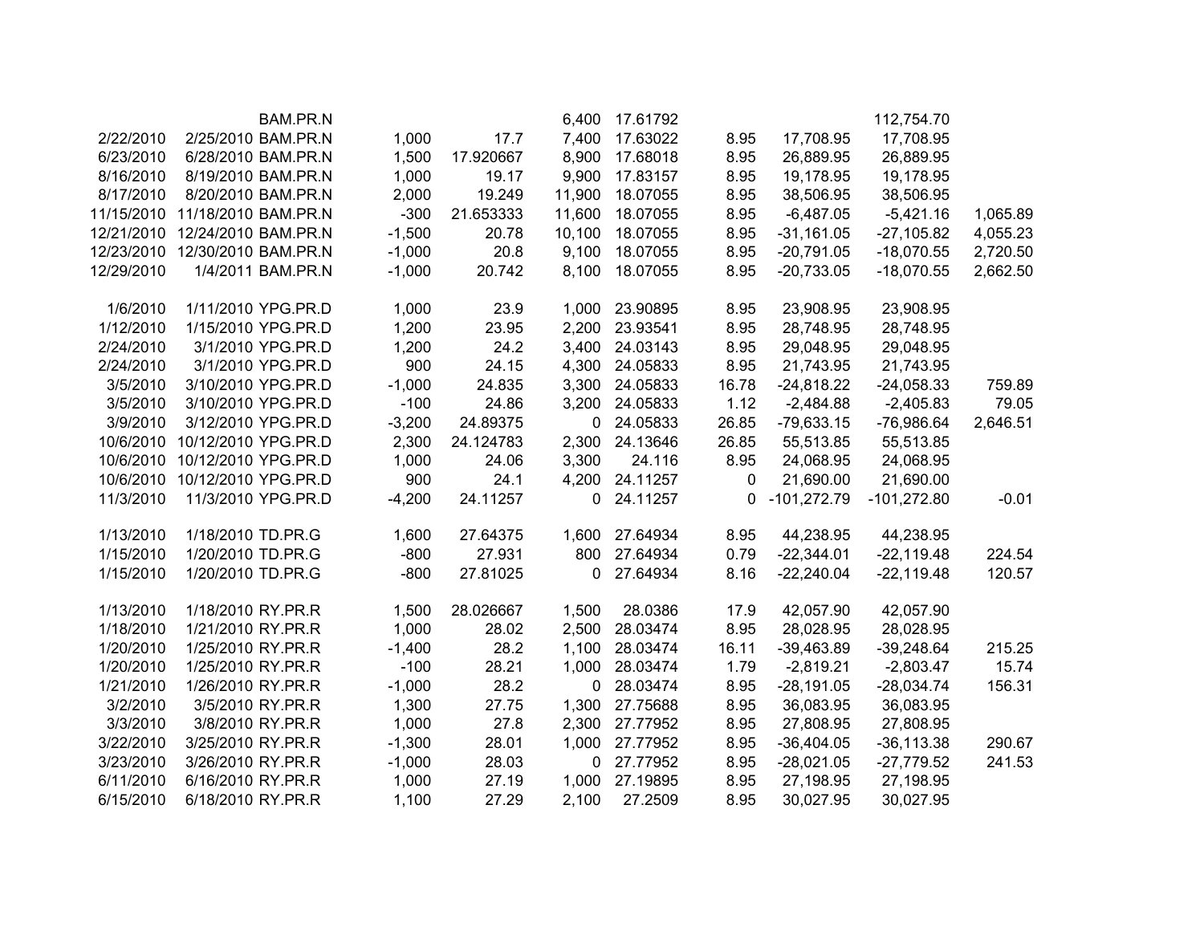| | | | | | | | | | | |
|---|---|---|---|---|---|---|---|---|---|---|
| | | BAM.PR.N | | | 6,400 | 17.61792 | | | 112,754.70 | |
| 2/22/2010 | 2/25/2010 | BAM.PR.N | 1,000 | 17.7 | 7,400 | 17.63022 | 8.95 | 17,708.95 | 17,708.95 | |
| 6/23/2010 | 6/28/2010 | BAM.PR.N | 1,500 | 17.920667 | 8,900 | 17.68018 | 8.95 | 26,889.95 | 26,889.95 | |
| 8/16/2010 | 8/19/2010 | BAM.PR.N | 1,000 | 19.17 | 9,900 | 17.83157 | 8.95 | 19,178.95 | 19,178.95 | |
| 8/17/2010 | 8/20/2010 | BAM.PR.N | 2,000 | 19.249 | 11,900 | 18.07055 | 8.95 | 38,506.95 | 38,506.95 | |
| 11/15/2010 | 11/18/2010 | BAM.PR.N | -300 | 21.653333 | 11,600 | 18.07055 | 8.95 | -6,487.05 | -5,421.16 | 1,065.89 |
| 12/21/2010 | 12/24/2010 | BAM.PR.N | -1,500 | 20.78 | 10,100 | 18.07055 | 8.95 | -31,161.05 | -27,105.82 | 4,055.23 |
| 12/23/2010 | 12/30/2010 | BAM.PR.N | -1,000 | 20.8 | 9,100 | 18.07055 | 8.95 | -20,791.05 | -18,070.55 | 2,720.50 |
| 12/29/2010 | 1/4/2011 | BAM.PR.N | -1,000 | 20.742 | 8,100 | 18.07055 | 8.95 | -20,733.05 | -18,070.55 | 2,662.50 |
| | | | | | | | | | | |
| 1/6/2010 | 1/11/2010 | YPG.PR.D | 1,000 | 23.9 | 1,000 | 23.90895 | 8.95 | 23,908.95 | 23,908.95 | |
| 1/12/2010 | 1/15/2010 | YPG.PR.D | 1,200 | 23.95 | 2,200 | 23.93541 | 8.95 | 28,748.95 | 28,748.95 | |
| 2/24/2010 | 3/1/2010 | YPG.PR.D | 1,200 | 24.2 | 3,400 | 24.03143 | 8.95 | 29,048.95 | 29,048.95 | |
| 2/24/2010 | 3/1/2010 | YPG.PR.D | 900 | 24.15 | 4,300 | 24.05833 | 8.95 | 21,743.95 | 21,743.95 | |
| 3/5/2010 | 3/10/2010 | YPG.PR.D | -1,000 | 24.835 | 3,300 | 24.05833 | 16.78 | -24,818.22 | -24,058.33 | 759.89 |
| 3/5/2010 | 3/10/2010 | YPG.PR.D | -100 | 24.86 | 3,200 | 24.05833 | 1.12 | -2,484.88 | -2,405.83 | 79.05 |
| 3/9/2010 | 3/12/2010 | YPG.PR.D | -3,200 | 24.89375 | 0 | 24.05833 | 26.85 | -79,633.15 | -76,986.64 | 2,646.51 |
| 10/6/2010 | 10/12/2010 | YPG.PR.D | 2,300 | 24.124783 | 2,300 | 24.13646 | 26.85 | 55,513.85 | 55,513.85 | |
| 10/6/2010 | 10/12/2010 | YPG.PR.D | 1,000 | 24.06 | 3,300 | 24.116 | 8.95 | 24,068.95 | 24,068.95 | |
| 10/6/2010 | 10/12/2010 | YPG.PR.D | 900 | 24.1 | 4,200 | 24.11257 | 0 | 21,690.00 | 21,690.00 | |
| 11/3/2010 | 11/3/2010 | YPG.PR.D | -4,200 | 24.11257 | 0 | 24.11257 | 0 | -101,272.79 | -101,272.80 | -0.01 |
| | | | | | | | | | | |
| 1/13/2010 | 1/18/2010 | TD.PR.G | 1,600 | 27.64375 | 1,600 | 27.64934 | 8.95 | 44,238.95 | 44,238.95 | |
| 1/15/2010 | 1/20/2010 | TD.PR.G | -800 | 27.931 | 800 | 27.64934 | 0.79 | -22,344.01 | -22,119.48 | 224.54 |
| 1/15/2010 | 1/20/2010 | TD.PR.G | -800 | 27.81025 | 0 | 27.64934 | 8.16 | -22,240.04 | -22,119.48 | 120.57 |
| | | | | | | | | | | |
| 1/13/2010 | 1/18/2010 | RY.PR.R | 1,500 | 28.026667 | 1,500 | 28.0386 | 17.9 | 42,057.90 | 42,057.90 | |
| 1/18/2010 | 1/21/2010 | RY.PR.R | 1,000 | 28.02 | 2,500 | 28.03474 | 8.95 | 28,028.95 | 28,028.95 | |
| 1/20/2010 | 1/25/2010 | RY.PR.R | -1,400 | 28.2 | 1,100 | 28.03474 | 16.11 | -39,463.89 | -39,248.64 | 215.25 |
| 1/20/2010 | 1/25/2010 | RY.PR.R | -100 | 28.21 | 1,000 | 28.03474 | 1.79 | -2,819.21 | -2,803.47 | 15.74 |
| 1/21/2010 | 1/26/2010 | RY.PR.R | -1,000 | 28.2 | 0 | 28.03474 | 8.95 | -28,191.05 | -28,034.74 | 156.31 |
| 3/2/2010 | 3/5/2010 | RY.PR.R | 1,300 | 27.75 | 1,300 | 27.75688 | 8.95 | 36,083.95 | 36,083.95 | |
| 3/3/2010 | 3/8/2010 | RY.PR.R | 1,000 | 27.8 | 2,300 | 27.77952 | 8.95 | 27,808.95 | 27,808.95 | |
| 3/22/2010 | 3/25/2010 | RY.PR.R | -1,300 | 28.01 | 1,000 | 27.77952 | 8.95 | -36,404.05 | -36,113.38 | 290.67 |
| 3/23/2010 | 3/26/2010 | RY.PR.R | -1,000 | 28.03 | 0 | 27.77952 | 8.95 | -28,021.05 | -27,779.52 | 241.53 |
| 6/11/2010 | 6/16/2010 | RY.PR.R | 1,000 | 27.19 | 1,000 | 27.19895 | 8.95 | 27,198.95 | 27,198.95 | |
| 6/15/2010 | 6/18/2010 | RY.PR.R | 1,100 | 27.29 | 2,100 | 27.2509 | 8.95 | 30,027.95 | 30,027.95 | |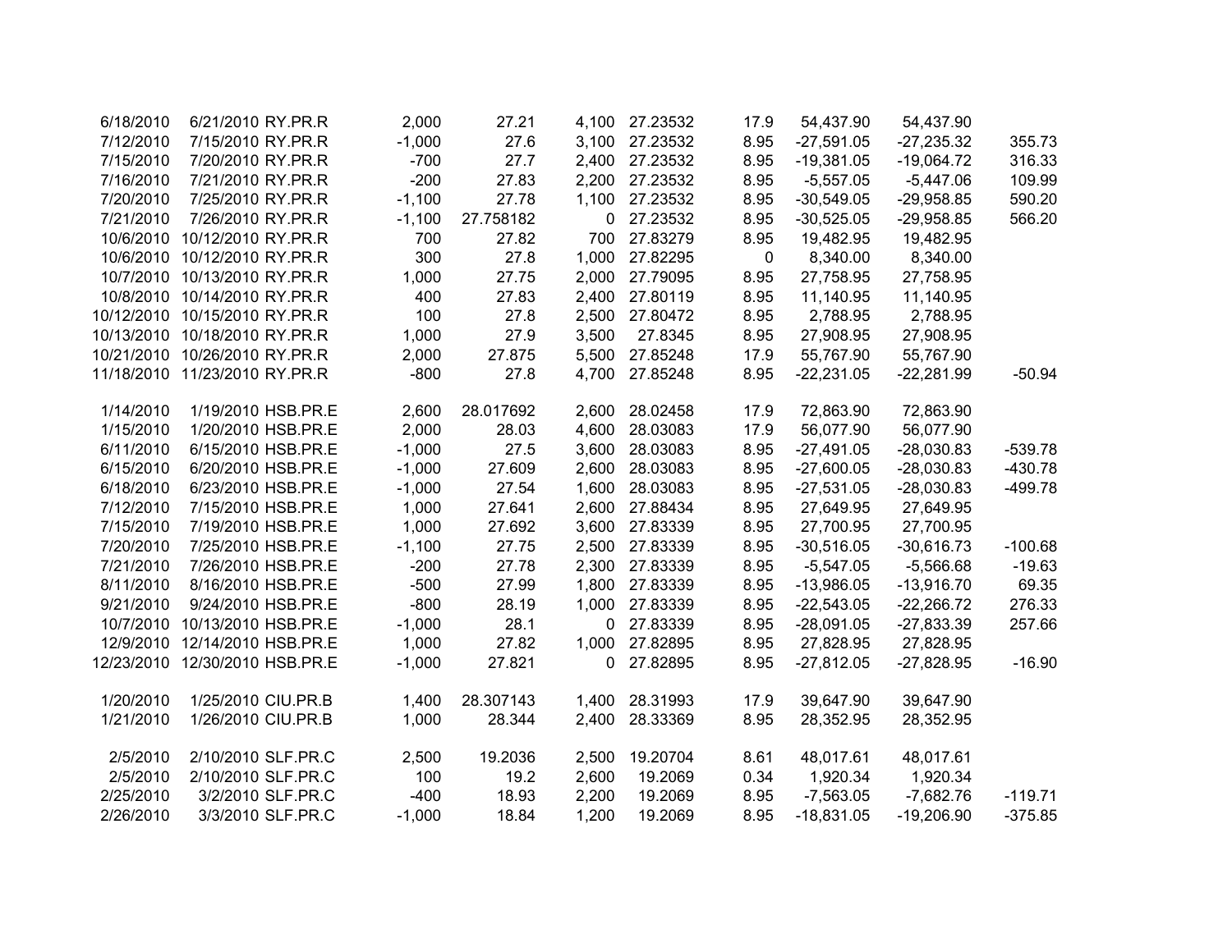| | | | | | | | | | | |
|---|---|---|---|---|---|---|---|---|---|---|
| 6/18/2010 | 6/21/2010 | RY.PR.R | 2,000 | 27.21 | 4,100 | 27.23532 | 17.9 | 54,437.90 | 54,437.90 | |
| 7/12/2010 | 7/15/2010 | RY.PR.R | -1,000 | 27.6 | 3,100 | 27.23532 | 8.95 | -27,591.05 | -27,235.32 | 355.73 |
| 7/15/2010 | 7/20/2010 | RY.PR.R | -700 | 27.7 | 2,400 | 27.23532 | 8.95 | -19,381.05 | -19,064.72 | 316.33 |
| 7/16/2010 | 7/21/2010 | RY.PR.R | -200 | 27.83 | 2,200 | 27.23532 | 8.95 | -5,557.05 | -5,447.06 | 109.99 |
| 7/20/2010 | 7/25/2010 | RY.PR.R | -1,100 | 27.78 | 1,100 | 27.23532 | 8.95 | -30,549.05 | -29,958.85 | 590.20 |
| 7/21/2010 | 7/26/2010 | RY.PR.R | -1,100 | 27.758182 | 0 | 27.23532 | 8.95 | -30,525.05 | -29,958.85 | 566.20 |
| 10/6/2010 | 10/12/2010 | RY.PR.R | 700 | 27.82 | 700 | 27.83279 | 8.95 | 19,482.95 | 19,482.95 | |
| 10/6/2010 | 10/12/2010 | RY.PR.R | 300 | 27.8 | 1,000 | 27.82295 | 0 | 8,340.00 | 8,340.00 | |
| 10/7/2010 | 10/13/2010 | RY.PR.R | 1,000 | 27.75 | 2,000 | 27.79095 | 8.95 | 27,758.95 | 27,758.95 | |
| 10/8/2010 | 10/14/2010 | RY.PR.R | 400 | 27.83 | 2,400 | 27.80119 | 8.95 | 11,140.95 | 11,140.95 | |
| 10/12/2010 | 10/15/2010 | RY.PR.R | 100 | 27.8 | 2,500 | 27.80472 | 8.95 | 2,788.95 | 2,788.95 | |
| 10/13/2010 | 10/18/2010 | RY.PR.R | 1,000 | 27.9 | 3,500 | 27.8345 | 8.95 | 27,908.95 | 27,908.95 | |
| 10/21/2010 | 10/26/2010 | RY.PR.R | 2,000 | 27.875 | 5,500 | 27.85248 | 17.9 | 55,767.90 | 55,767.90 | |
| 11/18/2010 | 11/23/2010 | RY.PR.R | -800 | 27.8 | 4,700 | 27.85248 | 8.95 | -22,231.05 | -22,281.99 | -50.94 |
| | | | | | | | | | | |
| 1/14/2010 | 1/19/2010 | HSB.PR.E | 2,600 | 28.017692 | 2,600 | 28.02458 | 17.9 | 72,863.90 | 72,863.90 | |
| 1/15/2010 | 1/20/2010 | HSB.PR.E | 2,000 | 28.03 | 4,600 | 28.03083 | 17.9 | 56,077.90 | 56,077.90 | |
| 6/11/2010 | 6/15/2010 | HSB.PR.E | -1,000 | 27.5 | 3,600 | 28.03083 | 8.95 | -27,491.05 | -28,030.83 | -539.78 |
| 6/15/2010 | 6/20/2010 | HSB.PR.E | -1,000 | 27.609 | 2,600 | 28.03083 | 8.95 | -27,600.05 | -28,030.83 | -430.78 |
| 6/18/2010 | 6/23/2010 | HSB.PR.E | -1,000 | 27.54 | 1,600 | 28.03083 | 8.95 | -27,531.05 | -28,030.83 | -499.78 |
| 7/12/2010 | 7/15/2010 | HSB.PR.E | 1,000 | 27.641 | 2,600 | 27.88434 | 8.95 | 27,649.95 | 27,649.95 | |
| 7/15/2010 | 7/19/2010 | HSB.PR.E | 1,000 | 27.692 | 3,600 | 27.83339 | 8.95 | 27,700.95 | 27,700.95 | |
| 7/20/2010 | 7/25/2010 | HSB.PR.E | -1,100 | 27.75 | 2,500 | 27.83339 | 8.95 | -30,516.05 | -30,616.73 | -100.68 |
| 7/21/2010 | 7/26/2010 | HSB.PR.E | -200 | 27.78 | 2,300 | 27.83339 | 8.95 | -5,547.05 | -5,566.68 | -19.63 |
| 8/11/2010 | 8/16/2010 | HSB.PR.E | -500 | 27.99 | 1,800 | 27.83339 | 8.95 | -13,986.05 | -13,916.70 | 69.35 |
| 9/21/2010 | 9/24/2010 | HSB.PR.E | -800 | 28.19 | 1,000 | 27.83339 | 8.95 | -22,543.05 | -22,266.72 | 276.33 |
| 10/7/2010 | 10/13/2010 | HSB.PR.E | -1,000 | 28.1 | 0 | 27.83339 | 8.95 | -28,091.05 | -27,833.39 | 257.66 |
| 12/9/2010 | 12/14/2010 | HSB.PR.E | 1,000 | 27.82 | 1,000 | 27.82895 | 8.95 | 27,828.95 | 27,828.95 | |
| 12/23/2010 | 12/30/2010 | HSB.PR.E | -1,000 | 27.821 | 0 | 27.82895 | 8.95 | -27,812.05 | -27,828.95 | -16.90 |
| | | | | | | | | | | |
| 1/20/2010 | 1/25/2010 | CIU.PR.B | 1,400 | 28.307143 | 1,400 | 28.31993 | 17.9 | 39,647.90 | 39,647.90 | |
| 1/21/2010 | 1/26/2010 | CIU.PR.B | 1,000 | 28.344 | 2,400 | 28.33369 | 8.95 | 28,352.95 | 28,352.95 | |
| | | | | | | | | | | |
| 2/5/2010 | 2/10/2010 | SLF.PR.C | 2,500 | 19.2036 | 2,500 | 19.20704 | 8.61 | 48,017.61 | 48,017.61 | |
| 2/5/2010 | 2/10/2010 | SLF.PR.C | 100 | 19.2 | 2,600 | 19.2069 | 0.34 | 1,920.34 | 1,920.34 | |
| 2/25/2010 | 3/2/2010 | SLF.PR.C | -400 | 18.93 | 2,200 | 19.2069 | 8.95 | -7,563.05 | -7,682.76 | -119.71 |
| 2/26/2010 | 3/3/2010 | SLF.PR.C | -1,000 | 18.84 | 1,200 | 19.2069 | 8.95 | -18,831.05 | -19,206.90 | -375.85 |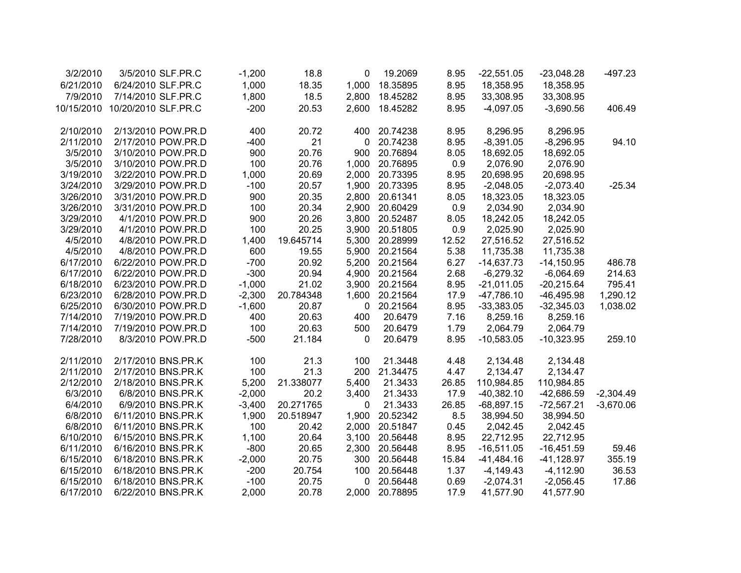| | | | | | | | | | | |
|---|---|---|---|---|---|---|---|---|---|---|
| 3/2/2010 | 3/5/2010 | SLF.PR.C | -1,200 | 18.8 | 0 | 19.2069 | 8.95 | -22,551.05 | -23,048.28 | -497.23 |
| 6/21/2010 | 6/24/2010 | SLF.PR.C | 1,000 | 18.35 | 1,000 | 18.35895 | 8.95 | 18,358.95 | 18,358.95 | |
| 7/9/2010 | 7/14/2010 | SLF.PR.C | 1,800 | 18.5 | 2,800 | 18.45282 | 8.95 | 33,308.95 | 33,308.95 | |
| 10/15/2010 | 10/20/2010 | SLF.PR.C | -200 | 20.53 | 2,600 | 18.45282 | 8.95 | -4,097.05 | -3,690.56 | 406.49 |
| | | | | | | | | | | |
| 2/10/2010 | 2/13/2010 | POW.PR.D | 400 | 20.72 | 400 | 20.74238 | 8.95 | 8,296.95 | 8,296.95 | |
| 2/11/2010 | 2/17/2010 | POW.PR.D | -400 | 21 | 0 | 20.74238 | 8.95 | -8,391.05 | -8,296.95 | 94.10 |
| 3/5/2010 | 3/10/2010 | POW.PR.D | 900 | 20.76 | 900 | 20.76894 | 8.05 | 18,692.05 | 18,692.05 | |
| 3/5/2010 | 3/10/2010 | POW.PR.D | 100 | 20.76 | 1,000 | 20.76895 | 0.9 | 2,076.90 | 2,076.90 | |
| 3/19/2010 | 3/22/2010 | POW.PR.D | 1,000 | 20.69 | 2,000 | 20.73395 | 8.95 | 20,698.95 | 20,698.95 | |
| 3/24/2010 | 3/29/2010 | POW.PR.D | -100 | 20.57 | 1,900 | 20.73395 | 8.95 | -2,048.05 | -2,073.40 | -25.34 |
| 3/26/2010 | 3/31/2010 | POW.PR.D | 900 | 20.35 | 2,800 | 20.61341 | 8.05 | 18,323.05 | 18,323.05 | |
| 3/26/2010 | 3/31/2010 | POW.PR.D | 100 | 20.34 | 2,900 | 20.60429 | 0.9 | 2,034.90 | 2,034.90 | |
| 3/29/2010 | 4/1/2010 | POW.PR.D | 900 | 20.26 | 3,800 | 20.52487 | 8.05 | 18,242.05 | 18,242.05 | |
| 3/29/2010 | 4/1/2010 | POW.PR.D | 100 | 20.25 | 3,900 | 20.51805 | 0.9 | 2,025.90 | 2,025.90 | |
| 4/5/2010 | 4/8/2010 | POW.PR.D | 1,400 | 19.645714 | 5,300 | 20.28999 | 12.52 | 27,516.52 | 27,516.52 | |
| 4/5/2010 | 4/8/2010 | POW.PR.D | 600 | 19.55 | 5,900 | 20.21564 | 5.38 | 11,735.38 | 11,735.38 | |
| 6/17/2010 | 6/22/2010 | POW.PR.D | -700 | 20.92 | 5,200 | 20.21564 | 6.27 | -14,637.73 | -14,150.95 | 486.78 |
| 6/17/2010 | 6/22/2010 | POW.PR.D | -300 | 20.94 | 4,900 | 20.21564 | 2.68 | -6,279.32 | -6,064.69 | 214.63 |
| 6/18/2010 | 6/23/2010 | POW.PR.D | -1,000 | 21.02 | 3,900 | 20.21564 | 8.95 | -21,011.05 | -20,215.64 | 795.41 |
| 6/23/2010 | 6/28/2010 | POW.PR.D | -2,300 | 20.784348 | 1,600 | 20.21564 | 17.9 | -47,786.10 | -46,495.98 | 1,290.12 |
| 6/25/2010 | 6/30/2010 | POW.PR.D | -1,600 | 20.87 | 0 | 20.21564 | 8.95 | -33,383.05 | -32,345.03 | 1,038.02 |
| 7/14/2010 | 7/19/2010 | POW.PR.D | 400 | 20.63 | 400 | 20.6479 | 7.16 | 8,259.16 | 8,259.16 | |
| 7/14/2010 | 7/19/2010 | POW.PR.D | 100 | 20.63 | 500 | 20.6479 | 1.79 | 2,064.79 | 2,064.79 | |
| 7/28/2010 | 8/3/2010 | POW.PR.D | -500 | 21.184 | 0 | 20.6479 | 8.95 | -10,583.05 | -10,323.95 | 259.10 |
| | | | | | | | | | | |
| 2/11/2010 | 2/17/2010 | BNS.PR.K | 100 | 21.3 | 100 | 21.3448 | 4.48 | 2,134.48 | 2,134.48 | |
| 2/11/2010 | 2/17/2010 | BNS.PR.K | 100 | 21.3 | 200 | 21.34475 | 4.47 | 2,134.47 | 2,134.47 | |
| 2/12/2010 | 2/18/2010 | BNS.PR.K | 5,200 | 21.338077 | 5,400 | 21.3433 | 26.85 | 110,984.85 | 110,984.85 | |
| 6/3/2010 | 6/8/2010 | BNS.PR.K | -2,000 | 20.2 | 3,400 | 21.3433 | 17.9 | -40,382.10 | -42,686.59 | -2,304.49 |
| 6/4/2010 | 6/9/2010 | BNS.PR.K | -3,400 | 20.271765 | 0 | 21.3433 | 26.85 | -68,897.15 | -72,567.21 | -3,670.06 |
| 6/8/2010 | 6/11/2010 | BNS.PR.K | 1,900 | 20.518947 | 1,900 | 20.52342 | 8.5 | 38,994.50 | 38,994.50 | |
| 6/8/2010 | 6/11/2010 | BNS.PR.K | 100 | 20.42 | 2,000 | 20.51847 | 0.45 | 2,042.45 | 2,042.45 | |
| 6/10/2010 | 6/15/2010 | BNS.PR.K | 1,100 | 20.64 | 3,100 | 20.56448 | 8.95 | 22,712.95 | 22,712.95 | |
| 6/11/2010 | 6/16/2010 | BNS.PR.K | -800 | 20.65 | 2,300 | 20.56448 | 8.95 | -16,511.05 | -16,451.59 | 59.46 |
| 6/15/2010 | 6/18/2010 | BNS.PR.K | -2,000 | 20.75 | 300 | 20.56448 | 15.84 | -41,484.16 | -41,128.97 | 355.19 |
| 6/15/2010 | 6/18/2010 | BNS.PR.K | -200 | 20.754 | 100 | 20.56448 | 1.37 | -4,149.43 | -4,112.90 | 36.53 |
| 6/15/2010 | 6/18/2010 | BNS.PR.K | -100 | 20.75 | 0 | 20.56448 | 0.69 | -2,074.31 | -2,056.45 | 17.86 |
| 6/17/2010 | 6/22/2010 | BNS.PR.K | 2,000 | 20.78 | 2,000 | 20.78895 | 17.9 | 41,577.90 | 41,577.90 | |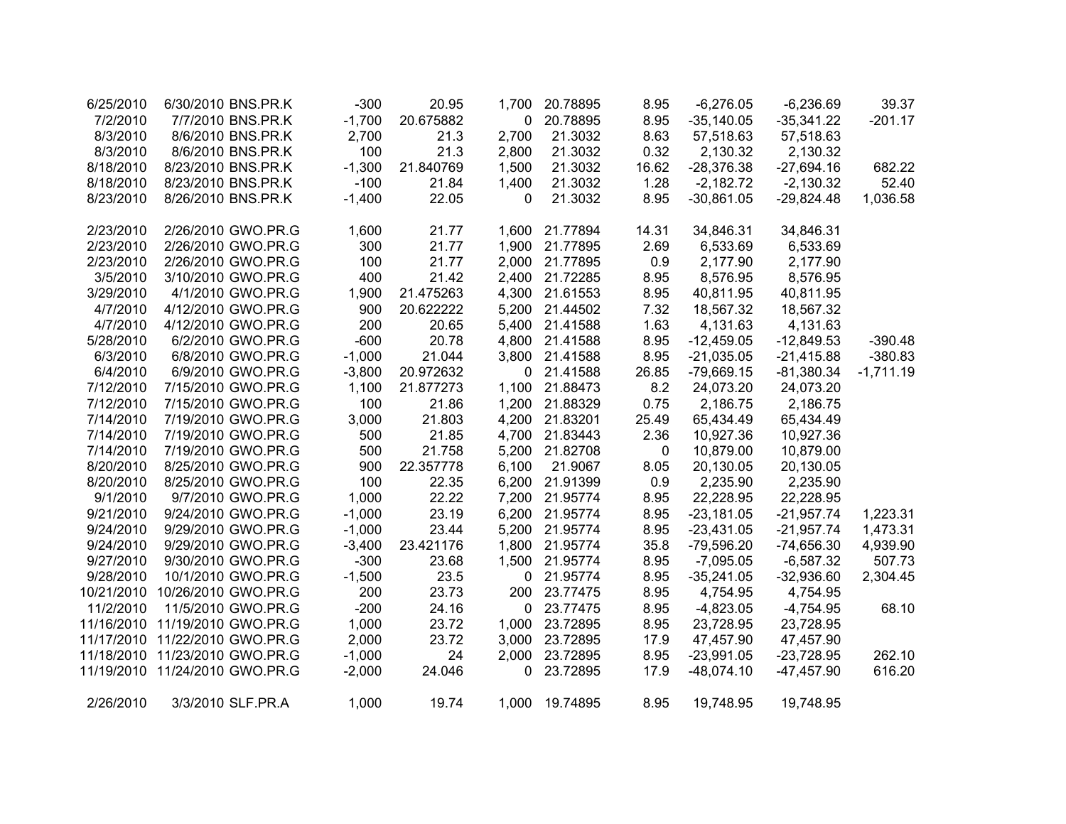| | | | | | | | | | | |
|---|---|---|---|---|---|---|---|---|---|---|
| 6/25/2010 | 6/30/2010 | BNS.PR.K | -300 | 20.95 | 1,700 | 20.78895 | 8.95 | -6,276.05 | -6,236.69 | 39.37 |
| 7/2/2010 | 7/7/2010 | BNS.PR.K | -1,700 | 20.675882 | 0 | 20.78895 | 8.95 | -35,140.05 | -35,341.22 | -201.17 |
| 8/3/2010 | 8/6/2010 | BNS.PR.K | 2,700 | 21.3 | 2,700 | 21.3032 | 8.63 | 57,518.63 | 57,518.63 | |
| 8/3/2010 | 8/6/2010 | BNS.PR.K | 100 | 21.3 | 2,800 | 21.3032 | 0.32 | 2,130.32 | 2,130.32 | |
| 8/18/2010 | 8/23/2010 | BNS.PR.K | -1,300 | 21.840769 | 1,500 | 21.3032 | 16.62 | -28,376.38 | -27,694.16 | 682.22 |
| 8/18/2010 | 8/23/2010 | BNS.PR.K | -100 | 21.84 | 1,400 | 21.3032 | 1.28 | -2,182.72 | -2,130.32 | 52.40 |
| 8/23/2010 | 8/26/2010 | BNS.PR.K | -1,400 | 22.05 | 0 | 21.3032 | 8.95 | -30,861.05 | -29,824.48 | 1,036.58 |
| | | | | | | | | | | |
| 2/23/2010 | 2/26/2010 | GWO.PR.G | 1,600 | 21.77 | 1,600 | 21.77894 | 14.31 | 34,846.31 | 34,846.31 | |
| 2/23/2010 | 2/26/2010 | GWO.PR.G | 300 | 21.77 | 1,900 | 21.77895 | 2.69 | 6,533.69 | 6,533.69 | |
| 2/23/2010 | 2/26/2010 | GWO.PR.G | 100 | 21.77 | 2,000 | 21.77895 | 0.9 | 2,177.90 | 2,177.90 | |
| 3/5/2010 | 3/10/2010 | GWO.PR.G | 400 | 21.42 | 2,400 | 21.72285 | 8.95 | 8,576.95 | 8,576.95 | |
| 3/29/2010 | 4/1/2010 | GWO.PR.G | 1,900 | 21.475263 | 4,300 | 21.61553 | 8.95 | 40,811.95 | 40,811.95 | |
| 4/7/2010 | 4/12/2010 | GWO.PR.G | 900 | 20.622222 | 5,200 | 21.44502 | 7.32 | 18,567.32 | 18,567.32 | |
| 4/7/2010 | 4/12/2010 | GWO.PR.G | 200 | 20.65 | 5,400 | 21.41588 | 1.63 | 4,131.63 | 4,131.63 | |
| 5/28/2010 | 6/2/2010 | GWO.PR.G | -600 | 20.78 | 4,800 | 21.41588 | 8.95 | -12,459.05 | -12,849.53 | -390.48 |
| 6/3/2010 | 6/8/2010 | GWO.PR.G | -1,000 | 21.044 | 3,800 | 21.41588 | 8.95 | -21,035.05 | -21,415.88 | -380.83 |
| 6/4/2010 | 6/9/2010 | GWO.PR.G | -3,800 | 20.972632 | 0 | 21.41588 | 26.85 | -79,669.15 | -81,380.34 | -1,711.19 |
| 7/12/2010 | 7/15/2010 | GWO.PR.G | 1,100 | 21.877273 | 1,100 | 21.88473 | 8.2 | 24,073.20 | 24,073.20 | |
| 7/12/2010 | 7/15/2010 | GWO.PR.G | 100 | 21.86 | 1,200 | 21.88329 | 0.75 | 2,186.75 | 2,186.75 | |
| 7/14/2010 | 7/19/2010 | GWO.PR.G | 3,000 | 21.803 | 4,200 | 21.83201 | 25.49 | 65,434.49 | 65,434.49 | |
| 7/14/2010 | 7/19/2010 | GWO.PR.G | 500 | 21.85 | 4,700 | 21.83443 | 2.36 | 10,927.36 | 10,927.36 | |
| 7/14/2010 | 7/19/2010 | GWO.PR.G | 500 | 21.758 | 5,200 | 21.82708 | 0 | 10,879.00 | 10,879.00 | |
| 8/20/2010 | 8/25/2010 | GWO.PR.G | 900 | 22.357778 | 6,100 | 21.9067 | 8.05 | 20,130.05 | 20,130.05 | |
| 8/20/2010 | 8/25/2010 | GWO.PR.G | 100 | 22.35 | 6,200 | 21.91399 | 0.9 | 2,235.90 | 2,235.90 | |
| 9/1/2010 | 9/7/2010 | GWO.PR.G | 1,000 | 22.22 | 7,200 | 21.95774 | 8.95 | 22,228.95 | 22,228.95 | |
| 9/21/2010 | 9/24/2010 | GWO.PR.G | -1,000 | 23.19 | 6,200 | 21.95774 | 8.95 | -23,181.05 | -21,957.74 | 1,223.31 |
| 9/24/2010 | 9/29/2010 | GWO.PR.G | -1,000 | 23.44 | 5,200 | 21.95774 | 8.95 | -23,431.05 | -21,957.74 | 1,473.31 |
| 9/24/2010 | 9/29/2010 | GWO.PR.G | -3,400 | 23.421176 | 1,800 | 21.95774 | 35.8 | -79,596.20 | -74,656.30 | 4,939.90 |
| 9/27/2010 | 9/30/2010 | GWO.PR.G | -300 | 23.68 | 1,500 | 21.95774 | 8.95 | -7,095.05 | -6,587.32 | 507.73 |
| 9/28/2010 | 10/1/2010 | GWO.PR.G | -1,500 | 23.5 | 0 | 21.95774 | 8.95 | -35,241.05 | -32,936.60 | 2,304.45 |
| 10/21/2010 | 10/26/2010 | GWO.PR.G | 200 | 23.73 | 200 | 23.77475 | 8.95 | 4,754.95 | 4,754.95 | |
| 11/2/2010 | 11/5/2010 | GWO.PR.G | -200 | 24.16 | 0 | 23.77475 | 8.95 | -4,823.05 | -4,754.95 | 68.10 |
| 11/16/2010 | 11/19/2010 | GWO.PR.G | 1,000 | 23.72 | 1,000 | 23.72895 | 8.95 | 23,728.95 | 23,728.95 | |
| 11/17/2010 | 11/22/2010 | GWO.PR.G | 2,000 | 23.72 | 3,000 | 23.72895 | 17.9 | 47,457.90 | 47,457.90 | |
| 11/18/2010 | 11/23/2010 | GWO.PR.G | -1,000 | 24 | 2,000 | 23.72895 | 8.95 | -23,991.05 | -23,728.95 | 262.10 |
| 11/19/2010 | 11/24/2010 | GWO.PR.G | -2,000 | 24.046 | 0 | 23.72895 | 17.9 | -48,074.10 | -47,457.90 | 616.20 |
| | | | | | | | | | | |
| 2/26/2010 | 3/3/2010 | SLF.PR.A | 1,000 | 19.74 | 1,000 | 19.74895 | 8.95 | 19,748.95 | 19,748.95 | |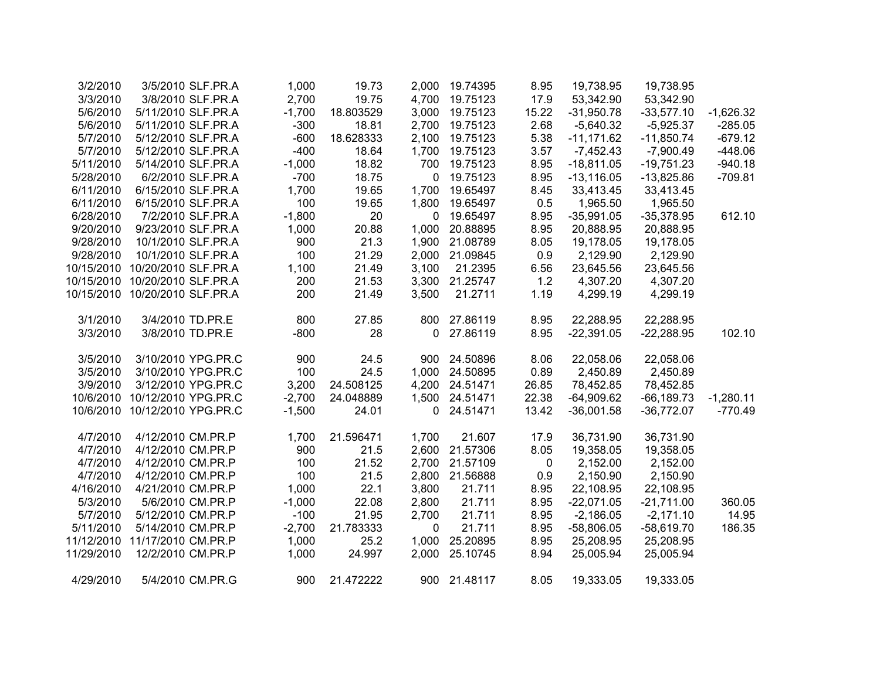| | | | | | | | | | | |
|---|---|---|---|---|---|---|---|---|---|---|
| 3/2/2010 | 3/5/2010 | SLF.PR.A | 1,000 | 19.73 | 2,000 | 19.74395 | 8.95 | 19,738.95 | 19,738.95 | |
| 3/3/2010 | 3/8/2010 | SLF.PR.A | 2,700 | 19.75 | 4,700 | 19.75123 | 17.9 | 53,342.90 | 53,342.90 | |
| 5/6/2010 | 5/11/2010 | SLF.PR.A | -1,700 | 18.803529 | 3,000 | 19.75123 | 15.22 | -31,950.78 | -33,577.10 | -1,626.32 |
| 5/6/2010 | 5/11/2010 | SLF.PR.A | -300 | 18.81 | 2,700 | 19.75123 | 2.68 | -5,640.32 | -5,925.37 | -285.05 |
| 5/7/2010 | 5/12/2010 | SLF.PR.A | -600 | 18.628333 | 2,100 | 19.75123 | 5.38 | -11,171.62 | -11,850.74 | -679.12 |
| 5/7/2010 | 5/12/2010 | SLF.PR.A | -400 | 18.64 | 1,700 | 19.75123 | 3.57 | -7,452.43 | -7,900.49 | -448.06 |
| 5/11/2010 | 5/14/2010 | SLF.PR.A | -1,000 | 18.82 | 700 | 19.75123 | 8.95 | -18,811.05 | -19,751.23 | -940.18 |
| 5/28/2010 | 6/2/2010 | SLF.PR.A | -700 | 18.75 | 0 | 19.75123 | 8.95 | -13,116.05 | -13,825.86 | -709.81 |
| 6/11/2010 | 6/15/2010 | SLF.PR.A | 1,700 | 19.65 | 1,700 | 19.65497 | 8.45 | 33,413.45 | 33,413.45 | |
| 6/11/2010 | 6/15/2010 | SLF.PR.A | 100 | 19.65 | 1,800 | 19.65497 | 0.5 | 1,965.50 | 1,965.50 | |
| 6/28/2010 | 7/2/2010 | SLF.PR.A | -1,800 | 20 | 0 | 19.65497 | 8.95 | -35,991.05 | -35,378.95 | 612.10 |
| 9/20/2010 | 9/23/2010 | SLF.PR.A | 1,000 | 20.88 | 1,000 | 20.88895 | 8.95 | 20,888.95 | 20,888.95 | |
| 9/28/2010 | 10/1/2010 | SLF.PR.A | 900 | 21.3 | 1,900 | 21.08789 | 8.05 | 19,178.05 | 19,178.05 | |
| 9/28/2010 | 10/1/2010 | SLF.PR.A | 100 | 21.29 | 2,000 | 21.09845 | 0.9 | 2,129.90 | 2,129.90 | |
| 10/15/2010 | 10/20/2010 | SLF.PR.A | 1,100 | 21.49 | 3,100 | 21.2395 | 6.56 | 23,645.56 | 23,645.56 | |
| 10/15/2010 | 10/20/2010 | SLF.PR.A | 200 | 21.53 | 3,300 | 21.25747 | 1.2 | 4,307.20 | 4,307.20 | |
| 10/15/2010 | 10/20/2010 | SLF.PR.A | 200 | 21.49 | 3,500 | 21.2711 | 1.19 | 4,299.19 | 4,299.19 | |
| | | | | | | | | | | |
| 3/1/2010 | 3/4/2010 | TD.PR.E | 800 | 27.85 | 800 | 27.86119 | 8.95 | 22,288.95 | 22,288.95 | |
| 3/3/2010 | 3/8/2010 | TD.PR.E | -800 | 28 | 0 | 27.86119 | 8.95 | -22,391.05 | -22,288.95 | 102.10 |
| | | | | | | | | | | |
| 3/5/2010 | 3/10/2010 | YPG.PR.C | 900 | 24.5 | 900 | 24.50896 | 8.06 | 22,058.06 | 22,058.06 | |
| 3/5/2010 | 3/10/2010 | YPG.PR.C | 100 | 24.5 | 1,000 | 24.50895 | 0.89 | 2,450.89 | 2,450.89 | |
| 3/9/2010 | 3/12/2010 | YPG.PR.C | 3,200 | 24.508125 | 4,200 | 24.51471 | 26.85 | 78,452.85 | 78,452.85 | |
| 10/6/2010 | 10/12/2010 | YPG.PR.C | -2,700 | 24.048889 | 1,500 | 24.51471 | 22.38 | -64,909.62 | -66,189.73 | -1,280.11 |
| 10/6/2010 | 10/12/2010 | YPG.PR.C | -1,500 | 24.01 | 0 | 24.51471 | 13.42 | -36,001.58 | -36,772.07 | -770.49 |
| | | | | | | | | | | |
| 4/7/2010 | 4/12/2010 | CM.PR.P | 1,700 | 21.596471 | 1,700 | 21.607 | 17.9 | 36,731.90 | 36,731.90 | |
| 4/7/2010 | 4/12/2010 | CM.PR.P | 900 | 21.5 | 2,600 | 21.57306 | 8.05 | 19,358.05 | 19,358.05 | |
| 4/7/2010 | 4/12/2010 | CM.PR.P | 100 | 21.52 | 2,700 | 21.57109 | 0 | 2,152.00 | 2,152.00 | |
| 4/7/2010 | 4/12/2010 | CM.PR.P | 100 | 21.5 | 2,800 | 21.56888 | 0.9 | 2,150.90 | 2,150.90 | |
| 4/16/2010 | 4/21/2010 | CM.PR.P | 1,000 | 22.1 | 3,800 | 21.711 | 8.95 | 22,108.95 | 22,108.95 | |
| 5/3/2010 | 5/6/2010 | CM.PR.P | -1,000 | 22.08 | 2,800 | 21.711 | 8.95 | -22,071.05 | -21,711.00 | 360.05 |
| 5/7/2010 | 5/12/2010 | CM.PR.P | -100 | 21.95 | 2,700 | 21.711 | 8.95 | -2,186.05 | -2,171.10 | 14.95 |
| 5/11/2010 | 5/14/2010 | CM.PR.P | -2,700 | 21.783333 | 0 | 21.711 | 8.95 | -58,806.05 | -58,619.70 | 186.35 |
| 11/12/2010 | 11/17/2010 | CM.PR.P | 1,000 | 25.2 | 1,000 | 25.20895 | 8.95 | 25,208.95 | 25,208.95 | |
| 11/29/2010 | 12/2/2010 | CM.PR.P | 1,000 | 24.997 | 2,000 | 25.10745 | 8.94 | 25,005.94 | 25,005.94 | |
| | | | | | | | | | | |
| 4/29/2010 | 5/4/2010 | CM.PR.G | 900 | 21.472222 | 900 | 21.48117 | 8.05 | 19,333.05 | 19,333.05 | |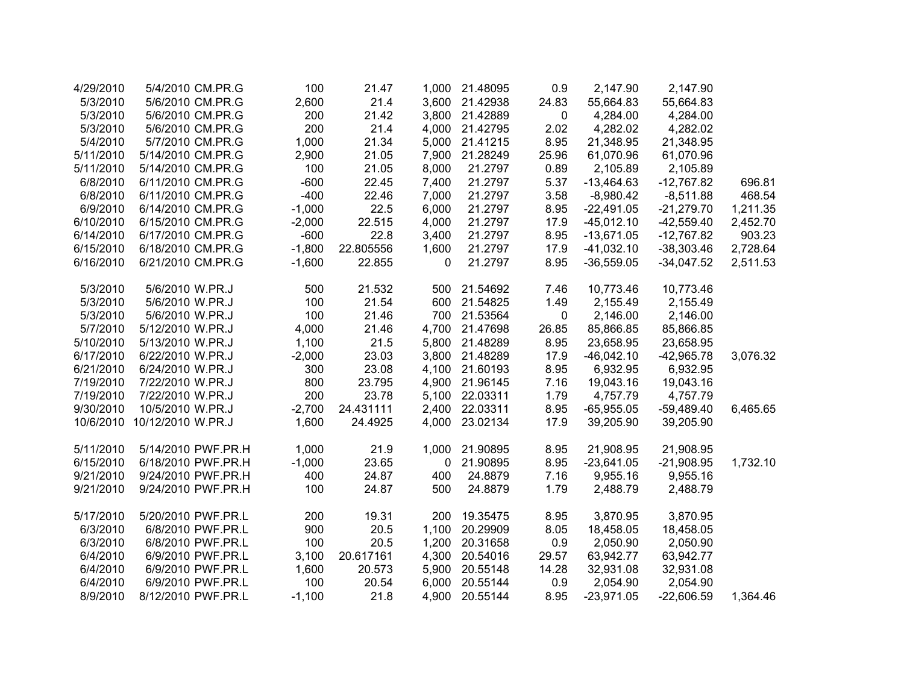| | | | | | | | | | | |
|---|---|---|---|---|---|---|---|---|---|---|
| 4/29/2010 | 5/4/2010 | CM.PR.G | 100 | 21.47 | 1,000 | 21.48095 | 0.9 | 2,147.90 | 2,147.90 | |
| 5/3/2010 | 5/6/2010 | CM.PR.G | 2,600 | 21.4 | 3,600 | 21.42938 | 24.83 | 55,664.83 | 55,664.83 | |
| 5/3/2010 | 5/6/2010 | CM.PR.G | 200 | 21.42 | 3,800 | 21.42889 | 0 | 4,284.00 | 4,284.00 | |
| 5/3/2010 | 5/6/2010 | CM.PR.G | 200 | 21.4 | 4,000 | 21.42795 | 2.02 | 4,282.02 | 4,282.02 | |
| 5/4/2010 | 5/7/2010 | CM.PR.G | 1,000 | 21.34 | 5,000 | 21.41215 | 8.95 | 21,348.95 | 21,348.95 | |
| 5/11/2010 | 5/14/2010 | CM.PR.G | 2,900 | 21.05 | 7,900 | 21.28249 | 25.96 | 61,070.96 | 61,070.96 | |
| 5/11/2010 | 5/14/2010 | CM.PR.G | 100 | 21.05 | 8,000 | 21.2797 | 0.89 | 2,105.89 | 2,105.89 | |
| 6/8/2010 | 6/11/2010 | CM.PR.G | -600 | 22.45 | 7,400 | 21.2797 | 5.37 | -13,464.63 | -12,767.82 | 696.81 |
| 6/8/2010 | 6/11/2010 | CM.PR.G | -400 | 22.46 | 7,000 | 21.2797 | 3.58 | -8,980.42 | -8,511.88 | 468.54 |
| 6/9/2010 | 6/14/2010 | CM.PR.G | -1,000 | 22.5 | 6,000 | 21.2797 | 8.95 | -22,491.05 | -21,279.70 | 1,211.35 |
| 6/10/2010 | 6/15/2010 | CM.PR.G | -2,000 | 22.515 | 4,000 | 21.2797 | 17.9 | -45,012.10 | -42,559.40 | 2,452.70 |
| 6/14/2010 | 6/17/2010 | CM.PR.G | -600 | 22.8 | 3,400 | 21.2797 | 8.95 | -13,671.05 | -12,767.82 | 903.23 |
| 6/15/2010 | 6/18/2010 | CM.PR.G | -1,800 | 22.805556 | 1,600 | 21.2797 | 17.9 | -41,032.10 | -38,303.46 | 2,728.64 |
| 6/16/2010 | 6/21/2010 | CM.PR.G | -1,600 | 22.855 | 0 | 21.2797 | 8.95 | -36,559.05 | -34,047.52 | 2,511.53 |
| | | | | | | | | | | |
| 5/3/2010 | 5/6/2010 | W.PR.J | 500 | 21.532 | 500 | 21.54692 | 7.46 | 10,773.46 | 10,773.46 | |
| 5/3/2010 | 5/6/2010 | W.PR.J | 100 | 21.54 | 600 | 21.54825 | 1.49 | 2,155.49 | 2,155.49 | |
| 5/3/2010 | 5/6/2010 | W.PR.J | 100 | 21.46 | 700 | 21.53564 | 0 | 2,146.00 | 2,146.00 | |
| 5/7/2010 | 5/12/2010 | W.PR.J | 4,000 | 21.46 | 4,700 | 21.47698 | 26.85 | 85,866.85 | 85,866.85 | |
| 5/10/2010 | 5/13/2010 | W.PR.J | 1,100 | 21.5 | 5,800 | 21.48289 | 8.95 | 23,658.95 | 23,658.95 | |
| 6/17/2010 | 6/22/2010 | W.PR.J | -2,000 | 23.03 | 3,800 | 21.48289 | 17.9 | -46,042.10 | -42,965.78 | 3,076.32 |
| 6/21/2010 | 6/24/2010 | W.PR.J | 300 | 23.08 | 4,100 | 21.60193 | 8.95 | 6,932.95 | 6,932.95 | |
| 7/19/2010 | 7/22/2010 | W.PR.J | 800 | 23.795 | 4,900 | 21.96145 | 7.16 | 19,043.16 | 19,043.16 | |
| 7/19/2010 | 7/22/2010 | W.PR.J | 200 | 23.78 | 5,100 | 22.03311 | 1.79 | 4,757.79 | 4,757.79 | |
| 9/30/2010 | 10/5/2010 | W.PR.J | -2,700 | 24.431111 | 2,400 | 22.03311 | 8.95 | -65,955.05 | -59,489.40 | 6,465.65 |
| 10/6/2010 | 10/12/2010 | W.PR.J | 1,600 | 24.4925 | 4,000 | 23.02134 | 17.9 | 39,205.90 | 39,205.90 | |
| | | | | | | | | | | |
| 5/11/2010 | 5/14/2010 | PWF.PR.H | 1,000 | 21.9 | 1,000 | 21.90895 | 8.95 | 21,908.95 | 21,908.95 | |
| 6/15/2010 | 6/18/2010 | PWF.PR.H | -1,000 | 23.65 | 0 | 21.90895 | 8.95 | -23,641.05 | -21,908.95 | 1,732.10 |
| 9/21/2010 | 9/24/2010 | PWF.PR.H | 400 | 24.87 | 400 | 24.8879 | 7.16 | 9,955.16 | 9,955.16 | |
| 9/21/2010 | 9/24/2010 | PWF.PR.H | 100 | 24.87 | 500 | 24.8879 | 1.79 | 2,488.79 | 2,488.79 | |
| | | | | | | | | | | |
| 5/17/2010 | 5/20/2010 | PWF.PR.L | 200 | 19.31 | 200 | 19.35475 | 8.95 | 3,870.95 | 3,870.95 | |
| 6/3/2010 | 6/8/2010 | PWF.PR.L | 900 | 20.5 | 1,100 | 20.29909 | 8.05 | 18,458.05 | 18,458.05 | |
| 6/3/2010 | 6/8/2010 | PWF.PR.L | 100 | 20.5 | 1,200 | 20.31658 | 0.9 | 2,050.90 | 2,050.90 | |
| 6/4/2010 | 6/9/2010 | PWF.PR.L | 3,100 | 20.617161 | 4,300 | 20.54016 | 29.57 | 63,942.77 | 63,942.77 | |
| 6/4/2010 | 6/9/2010 | PWF.PR.L | 1,600 | 20.573 | 5,900 | 20.55148 | 14.28 | 32,931.08 | 32,931.08 | |
| 6/4/2010 | 6/9/2010 | PWF.PR.L | 100 | 20.54 | 6,000 | 20.55144 | 0.9 | 2,054.90 | 2,054.90 | |
| 8/9/2010 | 8/12/2010 | PWF.PR.L | -1,100 | 21.8 | 4,900 | 20.55144 | 8.95 | -23,971.05 | -22,606.59 | 1,364.46 |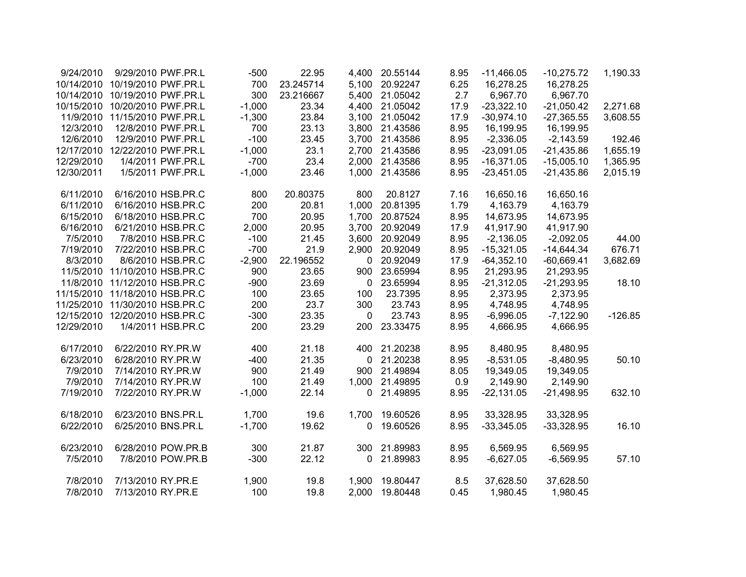| | | | | | | | | | | |
|---|---|---|---|---|---|---|---|---|---|---|
| 9/24/2010 | 9/29/2010 | PWF.PR.L | -500 | 22.95 | 4,400 | 20.55144 | 8.95 | -11,466.05 | -10,275.72 | 1,190.33 |
| 10/14/2010 | 10/19/2010 | PWF.PR.L | 700 | 23.245714 | 5,100 | 20.92247 | 6.25 | 16,278.25 | 16,278.25 | |
| 10/14/2010 | 10/19/2010 | PWF.PR.L | 300 | 23.216667 | 5,400 | 21.05042 | 2.7 | 6,967.70 | 6,967.70 | |
| 10/15/2010 | 10/20/2010 | PWF.PR.L | -1,000 | 23.34 | 4,400 | 21.05042 | 17.9 | -23,322.10 | -21,050.42 | 2,271.68 |
| 11/9/2010 | 11/15/2010 | PWF.PR.L | -1,300 | 23.84 | 3,100 | 21.05042 | 17.9 | -30,974.10 | -27,365.55 | 3,608.55 |
| 12/3/2010 | 12/8/2010 | PWF.PR.L | 700 | 23.13 | 3,800 | 21.43586 | 8.95 | 16,199.95 | 16,199.95 | |
| 12/6/2010 | 12/9/2010 | PWF.PR.L | -100 | 23.45 | 3,700 | 21.43586 | 8.95 | -2,336.05 | -2,143.59 | 192.46 |
| 12/17/2010 | 12/22/2010 | PWF.PR.L | -1,000 | 23.1 | 2,700 | 21.43586 | 8.95 | -23,091.05 | -21,435.86 | 1,655.19 |
| 12/29/2010 | 1/4/2011 | PWF.PR.L | -700 | 23.4 | 2,000 | 21.43586 | 8.95 | -16,371.05 | -15,005.10 | 1,365.95 |
| 12/30/2011 | 1/5/2011 | PWF.PR.L | -1,000 | 23.46 | 1,000 | 21.43586 | 8.95 | -23,451.05 | -21,435.86 | 2,015.19 |
| | | | | | | | | | | |
| 6/11/2010 | 6/16/2010 | HSB.PR.C | 800 | 20.80375 | 800 | 20.8127 | 7.16 | 16,650.16 | 16,650.16 | |
| 6/11/2010 | 6/16/2010 | HSB.PR.C | 200 | 20.81 | 1,000 | 20.81395 | 1.79 | 4,163.79 | 4,163.79 | |
| 6/15/2010 | 6/18/2010 | HSB.PR.C | 700 | 20.95 | 1,700 | 20.87524 | 8.95 | 14,673.95 | 14,673.95 | |
| 6/16/2010 | 6/21/2010 | HSB.PR.C | 2,000 | 20.95 | 3,700 | 20.92049 | 17.9 | 41,917.90 | 41,917.90 | |
| 7/5/2010 | 7/8/2010 | HSB.PR.C | -100 | 21.45 | 3,600 | 20.92049 | 8.95 | -2,136.05 | -2,092.05 | 44.00 |
| 7/19/2010 | 7/22/2010 | HSB.PR.C | -700 | 21.9 | 2,900 | 20.92049 | 8.95 | -15,321.05 | -14,644.34 | 676.71 |
| 8/3/2010 | 8/6/2010 | HSB.PR.C | -2,900 | 22.196552 | 0 | 20.92049 | 17.9 | -64,352.10 | -60,669.41 | 3,682.69 |
| 11/5/2010 | 11/10/2010 | HSB.PR.C | 900 | 23.65 | 900 | 23.65994 | 8.95 | 21,293.95 | 21,293.95 | |
| 11/8/2010 | 11/12/2010 | HSB.PR.C | -900 | 23.69 | 0 | 23.65994 | 8.95 | -21,312.05 | -21,293.95 | 18.10 |
| 11/15/2010 | 11/18/2010 | HSB.PR.C | 100 | 23.65 | 100 | 23.7395 | 8.95 | 2,373.95 | 2,373.95 | |
| 11/25/2010 | 11/30/2010 | HSB.PR.C | 200 | 23.7 | 300 | 23.743 | 8.95 | 4,748.95 | 4,748.95 | |
| 12/15/2010 | 12/20/2010 | HSB.PR.C | -300 | 23.35 | 0 | 23.743 | 8.95 | -6,996.05 | -7,122.90 | -126.85 |
| 12/29/2010 | 1/4/2011 | HSB.PR.C | 200 | 23.29 | 200 | 23.33475 | 8.95 | 4,666.95 | 4,666.95 | |
| | | | | | | | | | | |
| 6/17/2010 | 6/22/2010 | RY.PR.W | 400 | 21.18 | 400 | 21.20238 | 8.95 | 8,480.95 | 8,480.95 | |
| 6/23/2010 | 6/28/2010 | RY.PR.W | -400 | 21.35 | 0 | 21.20238 | 8.95 | -8,531.05 | -8,480.95 | 50.10 |
| 7/9/2010 | 7/14/2010 | RY.PR.W | 900 | 21.49 | 900 | 21.49894 | 8.05 | 19,349.05 | 19,349.05 | |
| 7/9/2010 | 7/14/2010 | RY.PR.W | 100 | 21.49 | 1,000 | 21.49895 | 0.9 | 2,149.90 | 2,149.90 | |
| 7/19/2010 | 7/22/2010 | RY.PR.W | -1,000 | 22.14 | 0 | 21.49895 | 8.95 | -22,131.05 | -21,498.95 | 632.10 |
| | | | | | | | | | | |
| 6/18/2010 | 6/23/2010 | BNS.PR.L | 1,700 | 19.6 | 1,700 | 19.60526 | 8.95 | 33,328.95 | 33,328.95 | |
| 6/22/2010 | 6/25/2010 | BNS.PR.L | -1,700 | 19.62 | 0 | 19.60526 | 8.95 | -33,345.05 | -33,328.95 | 16.10 |
| | | | | | | | | | | |
| 6/23/2010 | 6/28/2010 | POW.PR.B | 300 | 21.87 | 300 | 21.89983 | 8.95 | 6,569.95 | 6,569.95 | |
| 7/5/2010 | 7/8/2010 | POW.PR.B | -300 | 22.12 | 0 | 21.89983 | 8.95 | -6,627.05 | -6,569.95 | 57.10 |
| | | | | | | | | | | |
| 7/8/2010 | 7/13/2010 | RY.PR.E | 1,900 | 19.8 | 1,900 | 19.80447 | 8.5 | 37,628.50 | 37,628.50 | |
| 7/8/2010 | 7/13/2010 | RY.PR.E | 100 | 19.8 | 2,000 | 19.80448 | 0.45 | 1,980.45 | 1,980.45 | |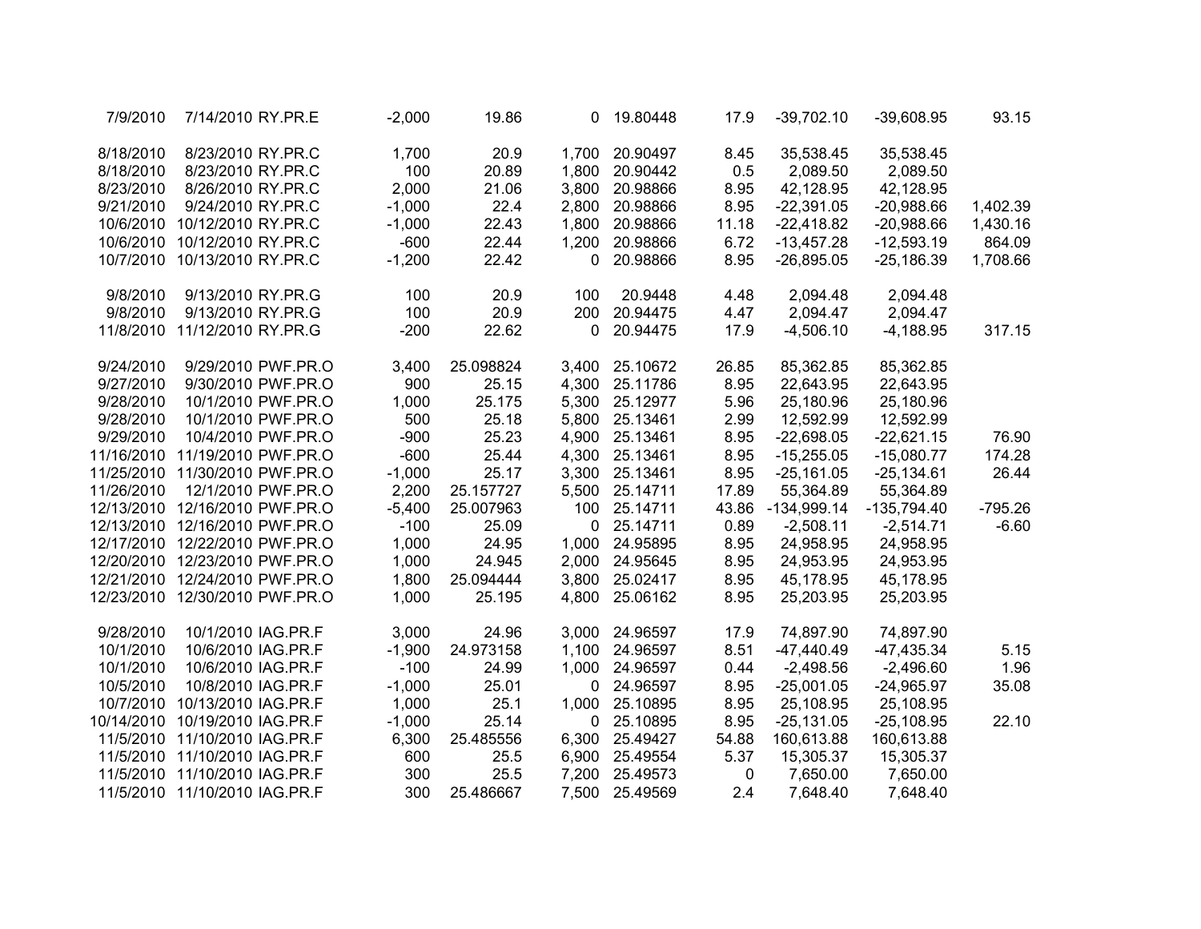| | | | | | | | | | | |
|---|---|---|---|---|---|---|---|---|---|---|
| 7/9/2010 | 7/14/2010 | RY.PR.E | -2,000 | 19.86 | 0 | 19.80448 | 17.9 | -39,702.10 | -39,608.95 | 93.15 |
| | | | | | | | | | | |
| 8/18/2010 | 8/23/2010 | RY.PR.C | 1,700 | 20.9 | 1,700 | 20.90497 | 8.45 | 35,538.45 | 35,538.45 | |
| 8/18/2010 | 8/23/2010 | RY.PR.C | 100 | 20.89 | 1,800 | 20.90442 | 0.5 | 2,089.50 | 2,089.50 | |
| 8/23/2010 | 8/26/2010 | RY.PR.C | 2,000 | 21.06 | 3,800 | 20.98866 | 8.95 | 42,128.95 | 42,128.95 | |
| 9/21/2010 | 9/24/2010 | RY.PR.C | -1,000 | 22.4 | 2,800 | 20.98866 | 8.95 | -22,391.05 | -20,988.66 | 1,402.39 |
| 10/6/2010 | 10/12/2010 | RY.PR.C | -1,000 | 22.43 | 1,800 | 20.98866 | 11.18 | -22,418.82 | -20,988.66 | 1,430.16 |
| 10/6/2010 | 10/12/2010 | RY.PR.C | -600 | 22.44 | 1,200 | 20.98866 | 6.72 | -13,457.28 | -12,593.19 | 864.09 |
| 10/7/2010 | 10/13/2010 | RY.PR.C | -1,200 | 22.42 | 0 | 20.98866 | 8.95 | -26,895.05 | -25,186.39 | 1,708.66 |
| | | | | | | | | | | |
| 9/8/2010 | 9/13/2010 | RY.PR.G | 100 | 20.9 | 100 | 20.9448 | 4.48 | 2,094.48 | 2,094.48 | |
| 9/8/2010 | 9/13/2010 | RY.PR.G | 100 | 20.9 | 200 | 20.94475 | 4.47 | 2,094.47 | 2,094.47 | |
| 11/8/2010 | 11/12/2010 | RY.PR.G | -200 | 22.62 | 0 | 20.94475 | 17.9 | -4,506.10 | -4,188.95 | 317.15 |
| | | | | | | | | | | |
| 9/24/2010 | 9/29/2010 | PWF.PR.O | 3,400 | 25.098824 | 3,400 | 25.10672 | 26.85 | 85,362.85 | 85,362.85 | |
| 9/27/2010 | 9/30/2010 | PWF.PR.O | 900 | 25.15 | 4,300 | 25.11786 | 8.95 | 22,643.95 | 22,643.95 | |
| 9/28/2010 | 10/1/2010 | PWF.PR.O | 1,000 | 25.175 | 5,300 | 25.12977 | 5.96 | 25,180.96 | 25,180.96 | |
| 9/28/2010 | 10/1/2010 | PWF.PR.O | 500 | 25.18 | 5,800 | 25.13461 | 2.99 | 12,592.99 | 12,592.99 | |
| 9/29/2010 | 10/4/2010 | PWF.PR.O | -900 | 25.23 | 4,900 | 25.13461 | 8.95 | -22,698.05 | -22,621.15 | 76.90 |
| 11/16/2010 | 11/19/2010 | PWF.PR.O | -600 | 25.44 | 4,300 | 25.13461 | 8.95 | -15,255.05 | -15,080.77 | 174.28 |
| 11/25/2010 | 11/30/2010 | PWF.PR.O | -1,000 | 25.17 | 3,300 | 25.13461 | 8.95 | -25,161.05 | -25,134.61 | 26.44 |
| 11/26/2010 | 12/1/2010 | PWF.PR.O | 2,200 | 25.157727 | 5,500 | 25.14711 | 17.89 | 55,364.89 | 55,364.89 | |
| 12/13/2010 | 12/16/2010 | PWF.PR.O | -5,400 | 25.007963 | 100 | 25.14711 | 43.86 | -134,999.14 | -135,794.40 | -795.26 |
| 12/13/2010 | 12/16/2010 | PWF.PR.O | -100 | 25.09 | 0 | 25.14711 | 0.89 | -2,508.11 | -2,514.71 | -6.60 |
| 12/17/2010 | 12/22/2010 | PWF.PR.O | 1,000 | 24.95 | 1,000 | 24.95895 | 8.95 | 24,958.95 | 24,958.95 | |
| 12/20/2010 | 12/23/2010 | PWF.PR.O | 1,000 | 24.945 | 2,000 | 24.95645 | 8.95 | 24,953.95 | 24,953.95 | |
| 12/21/2010 | 12/24/2010 | PWF.PR.O | 1,800 | 25.094444 | 3,800 | 25.02417 | 8.95 | 45,178.95 | 45,178.95 | |
| 12/23/2010 | 12/30/2010 | PWF.PR.O | 1,000 | 25.195 | 4,800 | 25.06162 | 8.95 | 25,203.95 | 25,203.95 | |
| | | | | | | | | | | |
| 9/28/2010 | 10/1/2010 | IAG.PR.F | 3,000 | 24.96 | 3,000 | 24.96597 | 17.9 | 74,897.90 | 74,897.90 | |
| 10/1/2010 | 10/6/2010 | IAG.PR.F | -1,900 | 24.973158 | 1,100 | 24.96597 | 8.51 | -47,440.49 | -47,435.34 | 5.15 |
| 10/1/2010 | 10/6/2010 | IAG.PR.F | -100 | 24.99 | 1,000 | 24.96597 | 0.44 | -2,498.56 | -2,496.60 | 1.96 |
| 10/5/2010 | 10/8/2010 | IAG.PR.F | -1,000 | 25.01 | 0 | 24.96597 | 8.95 | -25,001.05 | -24,965.97 | 35.08 |
| 10/7/2010 | 10/13/2010 | IAG.PR.F | 1,000 | 25.1 | 1,000 | 25.10895 | 8.95 | 25,108.95 | 25,108.95 | |
| 10/14/2010 | 10/19/2010 | IAG.PR.F | -1,000 | 25.14 | 0 | 25.10895 | 8.95 | -25,131.05 | -25,108.95 | 22.10 |
| 11/5/2010 | 11/10/2010 | IAG.PR.F | 6,300 | 25.485556 | 6,300 | 25.49427 | 54.88 | 160,613.88 | 160,613.88 | |
| 11/5/2010 | 11/10/2010 | IAG.PR.F | 600 | 25.5 | 6,900 | 25.49554 | 5.37 | 15,305.37 | 15,305.37 | |
| 11/5/2010 | 11/10/2010 | IAG.PR.F | 300 | 25.5 | 7,200 | 25.49573 | 0 | 7,650.00 | 7,650.00 | |
| 11/5/2010 | 11/10/2010 | IAG.PR.F | 300 | 25.486667 | 7,500 | 25.49569 | 2.4 | 7,648.40 | 7,648.40 | |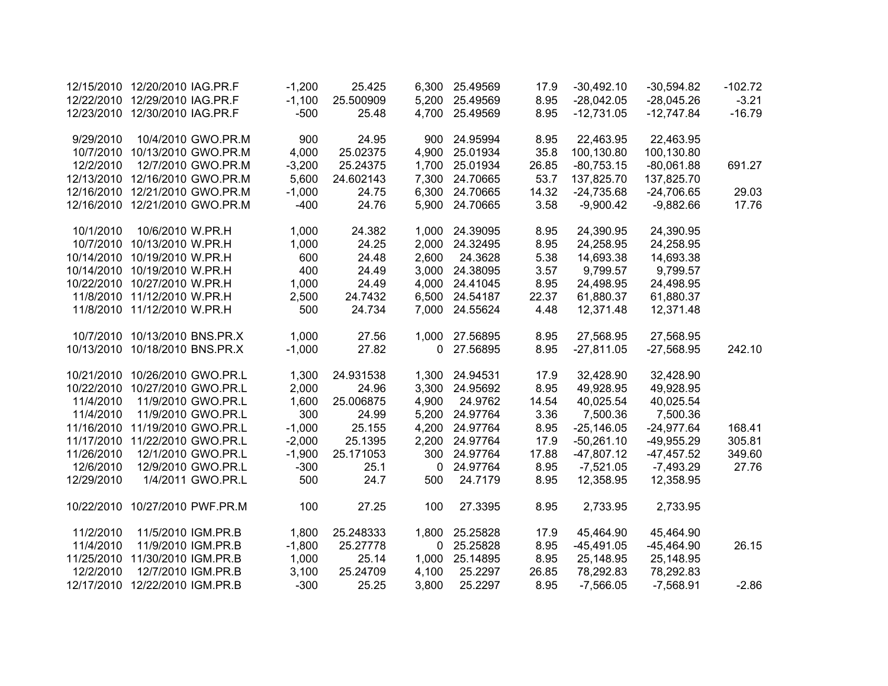| | | | | | | | | | | |
|---|---|---|---|---|---|---|---|---|---|---|
| 12/15/2010 | 12/20/2010 | IAG.PR.F | -1,200 | 25.425 | 6,300 | 25.49569 | 17.9 | -30,492.10 | -30,594.82 | -102.72 |
| 12/22/2010 | 12/29/2010 | IAG.PR.F | -1,100 | 25.500909 | 5,200 | 25.49569 | 8.95 | -28,042.05 | -28,045.26 | -3.21 |
| 12/23/2010 | 12/30/2010 | IAG.PR.F | -500 | 25.48 | 4,700 | 25.49569 | 8.95 | -12,731.05 | -12,747.84 | -16.79 |
| | | | | | | | | | | |
| 9/29/2010 | 10/4/2010 | GWO.PR.M | 900 | 24.95 | 900 | 24.95994 | 8.95 | 22,463.95 | 22,463.95 | |
| 10/7/2010 | 10/13/2010 | GWO.PR.M | 4,000 | 25.02375 | 4,900 | 25.01934 | 35.8 | 100,130.80 | 100,130.80 | |
| 12/2/2010 | 12/7/2010 | GWO.PR.M | -3,200 | 25.24375 | 1,700 | 25.01934 | 26.85 | -80,753.15 | -80,061.88 | 691.27 |
| 12/13/2010 | 12/16/2010 | GWO.PR.M | 5,600 | 24.602143 | 7,300 | 24.70665 | 53.7 | 137,825.70 | 137,825.70 | |
| 12/16/2010 | 12/21/2010 | GWO.PR.M | -1,000 | 24.75 | 6,300 | 24.70665 | 14.32 | -24,735.68 | -24,706.65 | 29.03 |
| 12/16/2010 | 12/21/2010 | GWO.PR.M | -400 | 24.76 | 5,900 | 24.70665 | 3.58 | -9,900.42 | -9,882.66 | 17.76 |
| | | | | | | | | | | |
| 10/1/2010 | 10/6/2010 | W.PR.H | 1,000 | 24.382 | 1,000 | 24.39095 | 8.95 | 24,390.95 | 24,390.95 | |
| 10/7/2010 | 10/13/2010 | W.PR.H | 1,000 | 24.25 | 2,000 | 24.32495 | 8.95 | 24,258.95 | 24,258.95 | |
| 10/14/2010 | 10/19/2010 | W.PR.H | 600 | 24.48 | 2,600 | 24.3628 | 5.38 | 14,693.38 | 14,693.38 | |
| 10/14/2010 | 10/19/2010 | W.PR.H | 400 | 24.49 | 3,000 | 24.38095 | 3.57 | 9,799.57 | 9,799.57 | |
| 10/22/2010 | 10/27/2010 | W.PR.H | 1,000 | 24.49 | 4,000 | 24.41045 | 8.95 | 24,498.95 | 24,498.95 | |
| 11/8/2010 | 11/12/2010 | W.PR.H | 2,500 | 24.7432 | 6,500 | 24.54187 | 22.37 | 61,880.37 | 61,880.37 | |
| 11/8/2010 | 11/12/2010 | W.PR.H | 500 | 24.734 | 7,000 | 24.55624 | 4.48 | 12,371.48 | 12,371.48 | |
| | | | | | | | | | | |
| 10/7/2010 | 10/13/2010 | BNS.PR.X | 1,000 | 27.56 | 1,000 | 27.56895 | 8.95 | 27,568.95 | 27,568.95 | |
| 10/13/2010 | 10/18/2010 | BNS.PR.X | -1,000 | 27.82 | 0 | 27.56895 | 8.95 | -27,811.05 | -27,568.95 | 242.10 |
| | | | | | | | | | | |
| 10/21/2010 | 10/26/2010 | GWO.PR.L | 1,300 | 24.931538 | 1,300 | 24.94531 | 17.9 | 32,428.90 | 32,428.90 | |
| 10/22/2010 | 10/27/2010 | GWO.PR.L | 2,000 | 24.96 | 3,300 | 24.95692 | 8.95 | 49,928.95 | 49,928.95 | |
| 11/4/2010 | 11/9/2010 | GWO.PR.L | 1,600 | 25.006875 | 4,900 | 24.9762 | 14.54 | 40,025.54 | 40,025.54 | |
| 11/4/2010 | 11/9/2010 | GWO.PR.L | 300 | 24.99 | 5,200 | 24.97764 | 3.36 | 7,500.36 | 7,500.36 | |
| 11/16/2010 | 11/19/2010 | GWO.PR.L | -1,000 | 25.155 | 4,200 | 24.97764 | 8.95 | -25,146.05 | -24,977.64 | 168.41 |
| 11/17/2010 | 11/22/2010 | GWO.PR.L | -2,000 | 25.1395 | 2,200 | 24.97764 | 17.9 | -50,261.10 | -49,955.29 | 305.81 |
| 11/26/2010 | 12/1/2010 | GWO.PR.L | -1,900 | 25.171053 | 300 | 24.97764 | 17.88 | -47,807.12 | -47,457.52 | 349.60 |
| 12/6/2010 | 12/9/2010 | GWO.PR.L | -300 | 25.1 | 0 | 24.97764 | 8.95 | -7,521.05 | -7,493.29 | 27.76 |
| 12/29/2010 | 1/4/2011 | GWO.PR.L | 500 | 24.7 | 500 | 24.7179 | 8.95 | 12,358.95 | 12,358.95 | |
| | | | | | | | | | | |
| 10/22/2010 | 10/27/2010 | PWF.PR.M | 100 | 27.25 | 100 | 27.3395 | 8.95 | 2,733.95 | 2,733.95 | |
| | | | | | | | | | | |
| 11/2/2010 | 11/5/2010 | IGM.PR.B | 1,800 | 25.248333 | 1,800 | 25.25828 | 17.9 | 45,464.90 | 45,464.90 | |
| 11/4/2010 | 11/9/2010 | IGM.PR.B | -1,800 | 25.27778 | 0 | 25.25828 | 8.95 | -45,491.05 | -45,464.90 | 26.15 |
| 11/25/2010 | 11/30/2010 | IGM.PR.B | 1,000 | 25.14 | 1,000 | 25.14895 | 8.95 | 25,148.95 | 25,148.95 | |
| 12/2/2010 | 12/7/2010 | IGM.PR.B | 3,100 | 25.24709 | 4,100 | 25.2297 | 26.85 | 78,292.83 | 78,292.83 | |
| 12/17/2010 | 12/22/2010 | IGM.PR.B | -300 | 25.25 | 3,800 | 25.2297 | 8.95 | -7,566.05 | -7,568.91 | -2.86 |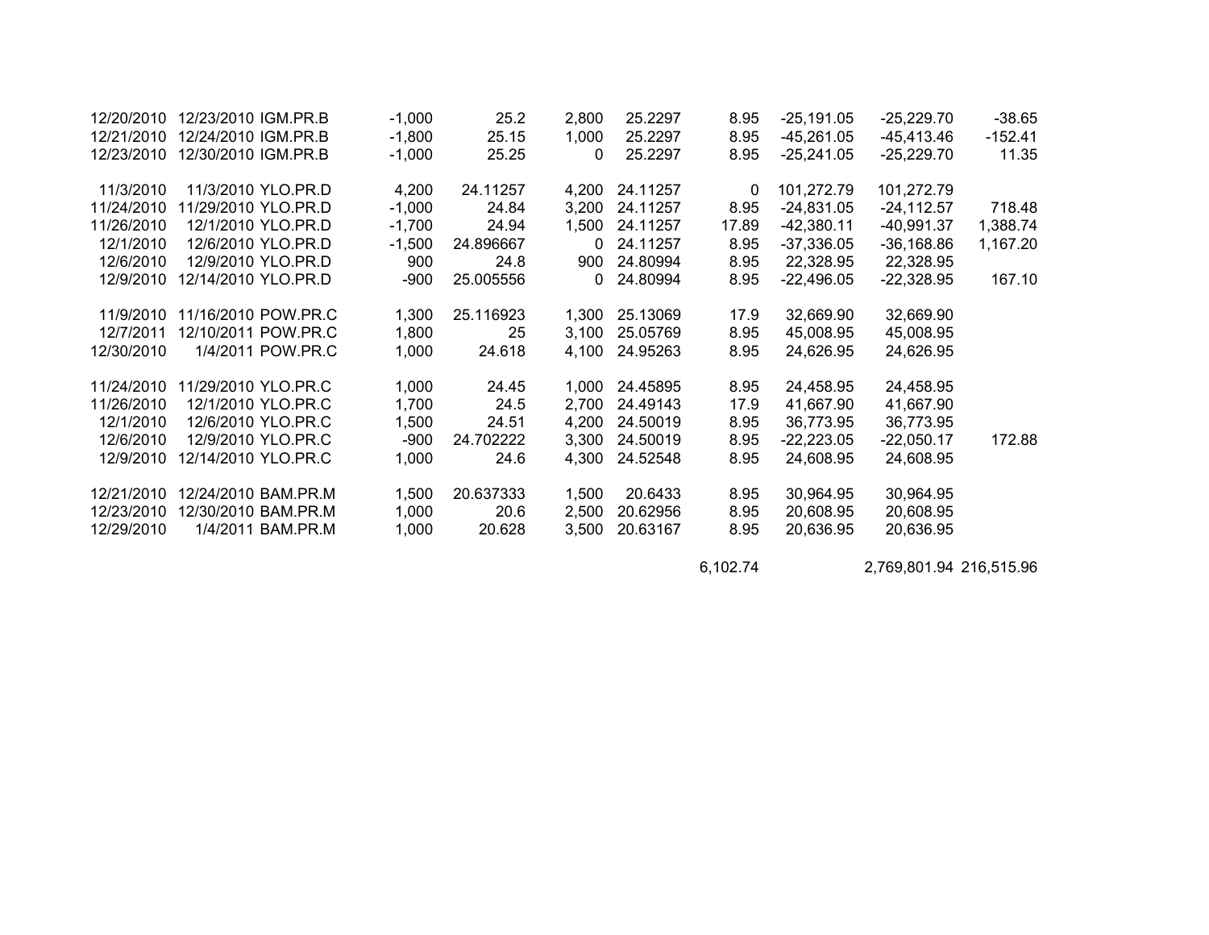| | | | | | | | | | | |
|---|---|---|---|---|---|---|---|---|---|---|
| 12/20/2010 | 12/23/2010 | IGM.PR.B | -1,000 | 25.2 | 2,800 | 25.2297 | 8.95 | -25,191.05 | -25,229.70 | -38.65 |
| 12/21/2010 | 12/24/2010 | IGM.PR.B | -1,800 | 25.15 | 1,000 | 25.2297 | 8.95 | -45,261.05 | -45,413.46 | -152.41 |
| 12/23/2010 | 12/30/2010 | IGM.PR.B | -1,000 | 25.25 | 0 | 25.2297 | 8.95 | -25,241.05 | -25,229.70 | 11.35 |
| | | | | | | | | | | |
| 11/3/2010 | 11/3/2010 | YLO.PR.D | 4,200 | 24.11257 | 4,200 | 24.11257 | 0 | 101,272.79 | 101,272.79 | |
| 11/24/2010 | 11/29/2010 | YLO.PR.D | -1,000 | 24.84 | 3,200 | 24.11257 | 8.95 | -24,831.05 | -24,112.57 | 718.48 |
| 11/26/2010 | 12/1/2010 | YLO.PR.D | -1,700 | 24.94 | 1,500 | 24.11257 | 17.89 | -42,380.11 | -40,991.37 | 1,388.74 |
| 12/1/2010 | 12/6/2010 | YLO.PR.D | -1,500 | 24.896667 | 0 | 24.11257 | 8.95 | -37,336.05 | -36,168.86 | 1,167.20 |
| 12/6/2010 | 12/9/2010 | YLO.PR.D | 900 | 24.8 | 900 | 24.80994 | 8.95 | 22,328.95 | 22,328.95 | |
| 12/9/2010 | 12/14/2010 | YLO.PR.D | -900 | 25.005556 | 0 | 24.80994 | 8.95 | -22,496.05 | -22,328.95 | 167.10 |
| | | | | | | | | | | |
| 11/9/2010 | 11/16/2010 | POW.PR.C | 1,300 | 25.116923 | 1,300 | 25.13069 | 17.9 | 32,669.90 | 32,669.90 | |
| 12/7/2011 | 12/10/2011 | POW.PR.C | 1,800 | 25 | 3,100 | 25.05769 | 8.95 | 45,008.95 | 45,008.95 | |
| 12/30/2010 | 1/4/2011 | POW.PR.C | 1,000 | 24.618 | 4,100 | 24.95263 | 8.95 | 24,626.95 | 24,626.95 | |
| | | | | | | | | | | |
| 11/24/2010 | 11/29/2010 | YLO.PR.C | 1,000 | 24.45 | 1,000 | 24.45895 | 8.95 | 24,458.95 | 24,458.95 | |
| 11/26/2010 | 12/1/2010 | YLO.PR.C | 1,700 | 24.5 | 2,700 | 24.49143 | 17.9 | 41,667.90 | 41,667.90 | |
| 12/1/2010 | 12/6/2010 | YLO.PR.C | 1,500 | 24.51 | 4,200 | 24.50019 | 8.95 | 36,773.95 | 36,773.95 | |
| 12/6/2010 | 12/9/2010 | YLO.PR.C | -900 | 24.702222 | 3,300 | 24.50019 | 8.95 | -22,223.05 | -22,050.17 | 172.88 |
| 12/9/2010 | 12/14/2010 | YLO.PR.C | 1,000 | 24.6 | 4,300 | 24.52548 | 8.95 | 24,608.95 | 24,608.95 | |
| | | | | | | | | | | |
| 12/21/2010 | 12/24/2010 | BAM.PR.M | 1,500 | 20.637333 | 1,500 | 20.6433 | 8.95 | 30,964.95 | 30,964.95 | |
| 12/23/2010 | 12/30/2010 | BAM.PR.M | 1,000 | 20.6 | 2,500 | 20.62956 | 8.95 | 20,608.95 | 20,608.95 | |
| 12/29/2010 | 1/4/2011 | BAM.PR.M | 1,000 | 20.628 | 3,500 | 20.63167 | 8.95 | 20,636.95 | 20,636.95 | |
| | | | | | | | | | | |
| | | | | | | | 6,102.74 | | 2,769,801.94 | 216,515.96 |